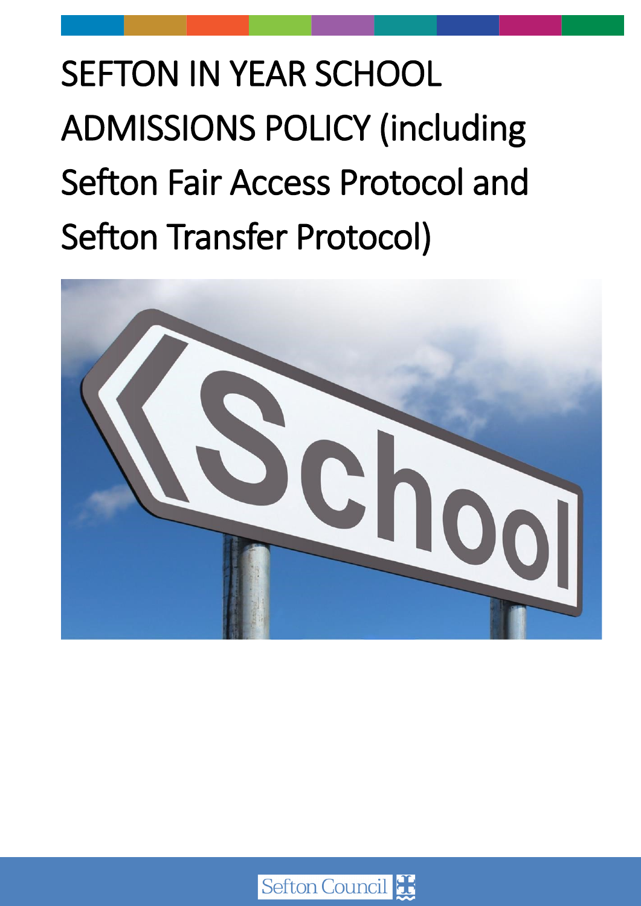# SEFTON IN YEAR SCHOOL ADMISSIONS POLICY (including Sefton Fair Access Protocol and Sefton Transfer Protocol)

Sefton Council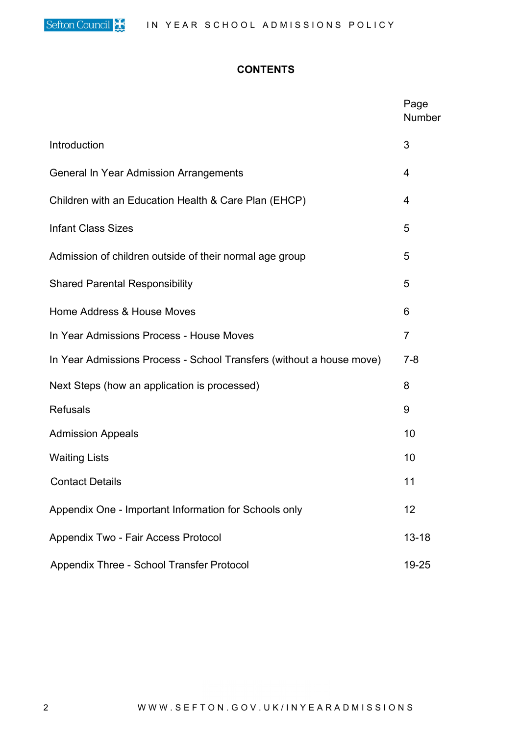# CONTENTS

| | Page Number |
|---|---|
| Introduction | 3 |
| General In Year Admission Arrangements | 4 |
| Children with an Education Health & Care Plan (EHCP) | 4 |
| Infant Class Sizes | 5 |
| Admission of children outside of their normal age group | 5 |
| Shared Parental Responsibility | 5 |
| Home Address & House Moves | 6 |
| In Year Admissions Process - House Moves | 7 |
| In Year Admissions Process - School Transfers (without a house move) | 7-8 |
| Next Steps (how an application is processed) | 8 |
| Refusals | 9 |
| Admission Appeals | 10 |
| Waiting Lists | 10 |
| Contact Details | 11 |
| Appendix One - Important Information for Schools only | 12 |
| Appendix Two - Fair Access Protocol | 13-18 |
| Appendix Three - School Transfer Protocol | 19-25 |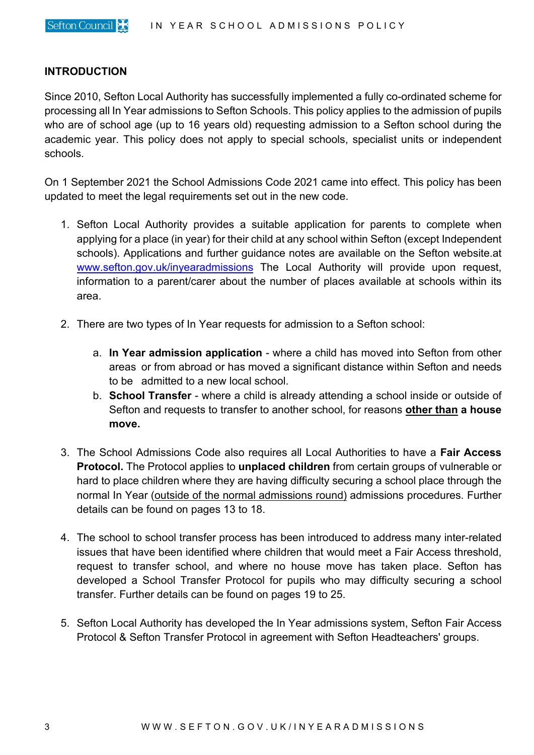## INTRODUCTION

Since 2010, Sefton Local Authority has successfully implemented a fully co-ordinated scheme for processing all In Year admissions to Sefton Schools. This policy applies to the admission of pupils who are of school age (up to 16 years old) requesting admission to a Sefton school during the academic year. This policy does not apply to special schools, specialist units or independent schools.

On 1 September 2021 the School Admissions Code 2021 came into effect. This policy has been updated to meet the legal requirements set out in the new code.

1. Sefton Local Authority provides a suitable application for parents to complete when applying for a place (in year) for their child at any school within Sefton (except Independent schools). Applications and further guidance notes are available on the Sefton website.at www.sefton.gov.uk/inyearadmissions The Local Authority will provide upon request, information to a parent/carer about the number of places available at schools within its area.

2. There are two types of In Year requests for admission to a Sefton school:

    a. **In Year admission application** - where a child has moved into Sefton from other areas or from abroad or has moved a significant distance within Sefton and needs to be admitted to a new local school.
    b. **School Transfer** - where a child is already attending a school inside or outside of Sefton and requests to transfer to another school, for reasons **other than a house move.**

3. The School Admissions Code also requires all Local Authorities to have a **Fair Access Protocol.** The Protocol applies to **unplaced children** from certain groups of vulnerable or hard to place children where they are having difficulty securing a school place through the normal In Year (outside of the normal admissions round) admissions procedures. Further details can be found on pages 13 to 18.

4. The school to school transfer process has been introduced to address many inter-related issues that have been identified where children that would meet a Fair Access threshold, request to transfer school, and where no house move has taken place. Sefton has developed a School Transfer Protocol for pupils who may difficulty securing a school transfer. Further details can be found on pages 19 to 25.

5. Sefton Local Authority has developed the In Year admissions system, Sefton Fair Access Protocol & Sefton Transfer Protocol in agreement with Sefton Headteachers' groups.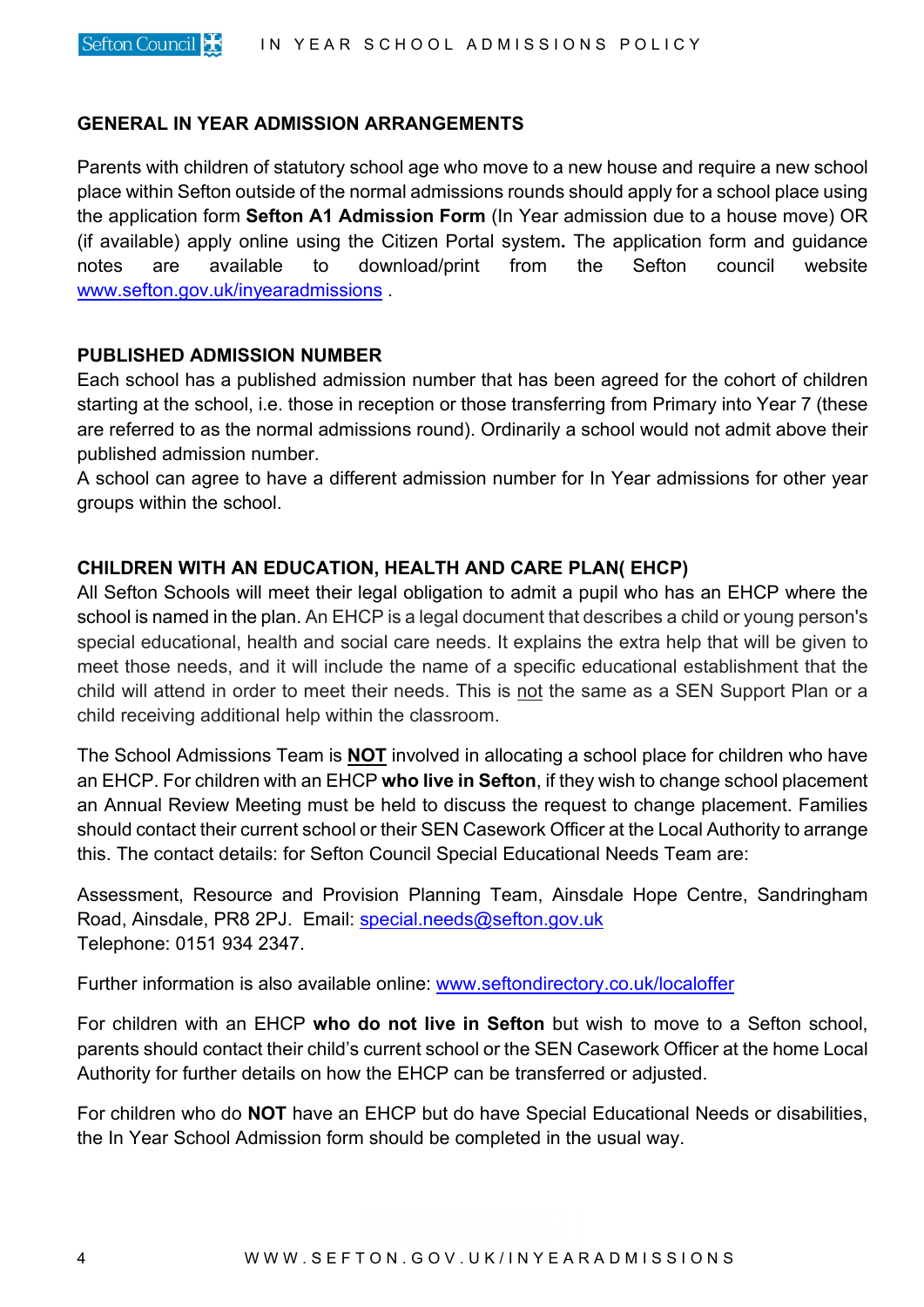## GENERAL IN YEAR ADMISSION ARRANGEMENTS

Parents with children of statutory school age who move to a new house and require a new school place within Sefton outside of the normal admissions rounds should apply for a school place using the application form **Sefton A1 Admission Form** (In Year admission due to a house move) OR (if available) apply online using the Citizen Portal system**.** The application form and guidance notes are available to download/print from the Sefton council website www.sefton.gov.uk/inyearadmissions .

## PUBLISHED ADMISSION NUMBER

Each school has a published admission number that has been agreed for the cohort of children starting at the school, i.e. those in reception or those transferring from Primary into Year 7 (these are referred to as the normal admissions round). Ordinarily a school would not admit above their published admission number.

A school can agree to have a different admission number for In Year admissions for other year groups within the school.

## CHILDREN WITH AN EDUCATION, HEALTH AND CARE PLAN( EHCP)

All Sefton Schools will meet their legal obligation to admit a pupil who has an EHCP where the school is named in the plan. An EHCP is a legal document that describes a child or young person's special educational, health and social care needs. It explains the extra help that will be given to meet those needs, and it will include the name of a specific educational establishment that the child will attend in order to meet their needs. This is not the same as a SEN Support Plan or a child receiving additional help within the classroom.

The School Admissions Team is **NOT** involved in allocating a school place for children who have an EHCP. For children with an EHCP **who live in Sefton**, if they wish to change school placement an Annual Review Meeting must be held to discuss the request to change placement. Families should contact their current school or their SEN Casework Officer at the Local Authority to arrange this. The contact details: for Sefton Council Special Educational Needs Team are:

Assessment, Resource and Provision Planning Team, Ainsdale Hope Centre, Sandringham Road, Ainsdale, PR8 2PJ. Email: special.needs@sefton.gov.uk
Telephone: 0151 934 2347.

Further information is also available online: www.seftondirectory.co.uk/localoffer

For children with an EHCP **who do not live in Sefton** but wish to move to a Sefton school, parents should contact their child's current school or the SEN Casework Officer at the home Local Authority for further details on how the EHCP can be transferred or adjusted.

For children who do **NOT** have an EHCP but do have Special Educational Needs or disabilities, the In Year School Admission form should be completed in the usual way.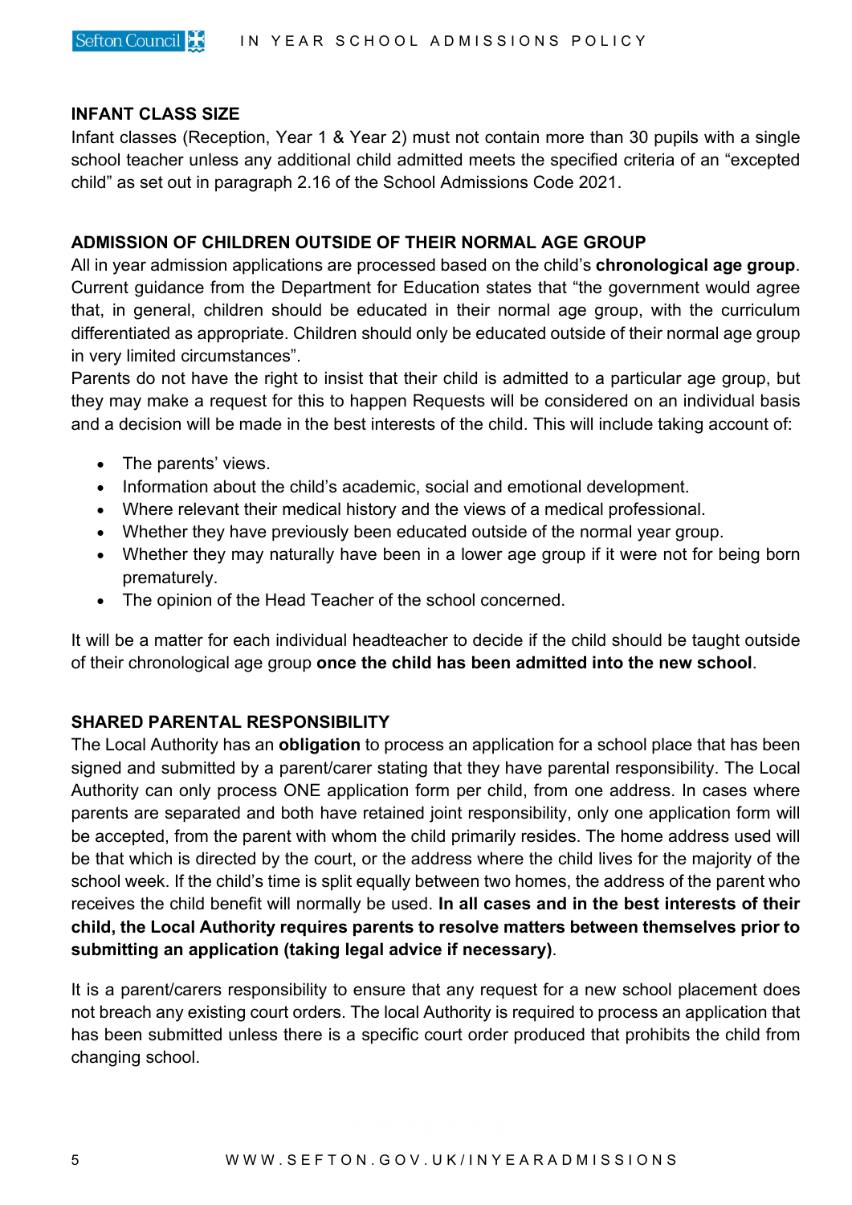## INFANT CLASS SIZE

Infant classes (Reception, Year 1 & Year 2) must not contain more than 30 pupils with a single school teacher unless any additional child admitted meets the specified criteria of an "excepted child" as set out in paragraph 2.16 of the School Admissions Code 2021.

## ADMISSION OF CHILDREN OUTSIDE OF THEIR NORMAL AGE GROUP

All in year admission applications are processed based on the child's **chronological age group**. Current guidance from the Department for Education states that "the government would agree that, in general, children should be educated in their normal age group, with the curriculum differentiated as appropriate. Children should only be educated outside of their normal age group in very limited circumstances".

Parents do not have the right to insist that their child is admitted to a particular age group, but they may make a request for this to happen Requests will be considered on an individual basis and a decision will be made in the best interests of the child. This will include taking account of:

- The parents' views.
- Information about the child's academic, social and emotional development.
- Where relevant their medical history and the views of a medical professional.
- Whether they have previously been educated outside of the normal year group.
- Whether they may naturally have been in a lower age group if it were not for being born prematurely.
- The opinion of the Head Teacher of the school concerned.

It will be a matter for each individual headteacher to decide if the child should be taught outside of their chronological age group **once the child has been admitted into the new school**.

## SHARED PARENTAL RESPONSIBILITY

The Local Authority has an **obligation** to process an application for a school place that has been signed and submitted by a parent/carer stating that they have parental responsibility. The Local Authority can only process ONE application form per child, from one address. In cases where parents are separated and both have retained joint responsibility, only one application form will be accepted, from the parent with whom the child primarily resides. The home address used will be that which is directed by the court, or the address where the child lives for the majority of the school week. If the child's time is split equally between two homes, the address of the parent who receives the child benefit will normally be used. **In all cases and in the best interests of their child, the Local Authority requires parents to resolve matters between themselves prior to submitting an application (taking legal advice if necessary)**.

It is a parent/carers responsibility to ensure that any request for a new school placement does not breach any existing court orders. The local Authority is required to process an application that has been submitted unless there is a specific court order produced that prohibits the child from changing school.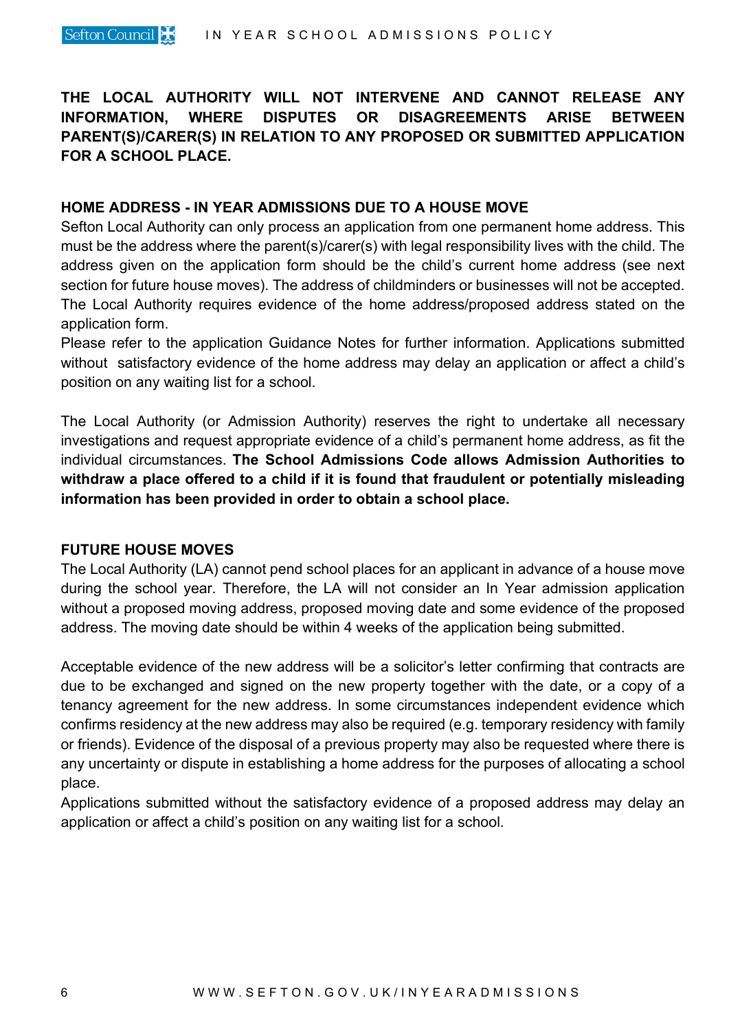**THE LOCAL AUTHORITY WILL NOT INTERVENE AND CANNOT RELEASE ANY INFORMATION, WHERE DISPUTES OR DISAGREEMENTS ARISE BETWEEN PARENT(S)/CARER(S) IN RELATION TO ANY PROPOSED OR SUBMITTED APPLICATION FOR A SCHOOL PLACE.**

## HOME ADDRESS - IN YEAR ADMISSIONS DUE TO A HOUSE MOVE

Sefton Local Authority can only process an application from one permanent home address. This must be the address where the parent(s)/carer(s) with legal responsibility lives with the child. The address given on the application form should be the child's current home address (see next section for future house moves). The address of childminders or businesses will not be accepted. The Local Authority requires evidence of the home address/proposed address stated on the application form.

Please refer to the application Guidance Notes for further information. Applications submitted without satisfactory evidence of the home address may delay an application or affect a child's position on any waiting list for a school.

The Local Authority (or Admission Authority) reserves the right to undertake all necessary investigations and request appropriate evidence of a child's permanent home address, as fit the individual circumstances. **The School Admissions Code allows Admission Authorities to withdraw a place offered to a child if it is found that fraudulent or potentially misleading information has been provided in order to obtain a school place.**

## FUTURE HOUSE MOVES

The Local Authority (LA) cannot pend school places for an applicant in advance of a house move during the school year. Therefore, the LA will not consider an In Year admission application without a proposed moving address, proposed moving date and some evidence of the proposed address. The moving date should be within 4 weeks of the application being submitted.

Acceptable evidence of the new address will be a solicitor's letter confirming that contracts are due to be exchanged and signed on the new property together with the date, or a copy of a tenancy agreement for the new address. In some circumstances independent evidence which confirms residency at the new address may also be required (e.g. temporary residency with family or friends). Evidence of the disposal of a previous property may also be requested where there is any uncertainty or dispute in establishing a home address for the purposes of allocating a school place.

Applications submitted without the satisfactory evidence of a proposed address may delay an application or affect a child's position on any waiting list for a school.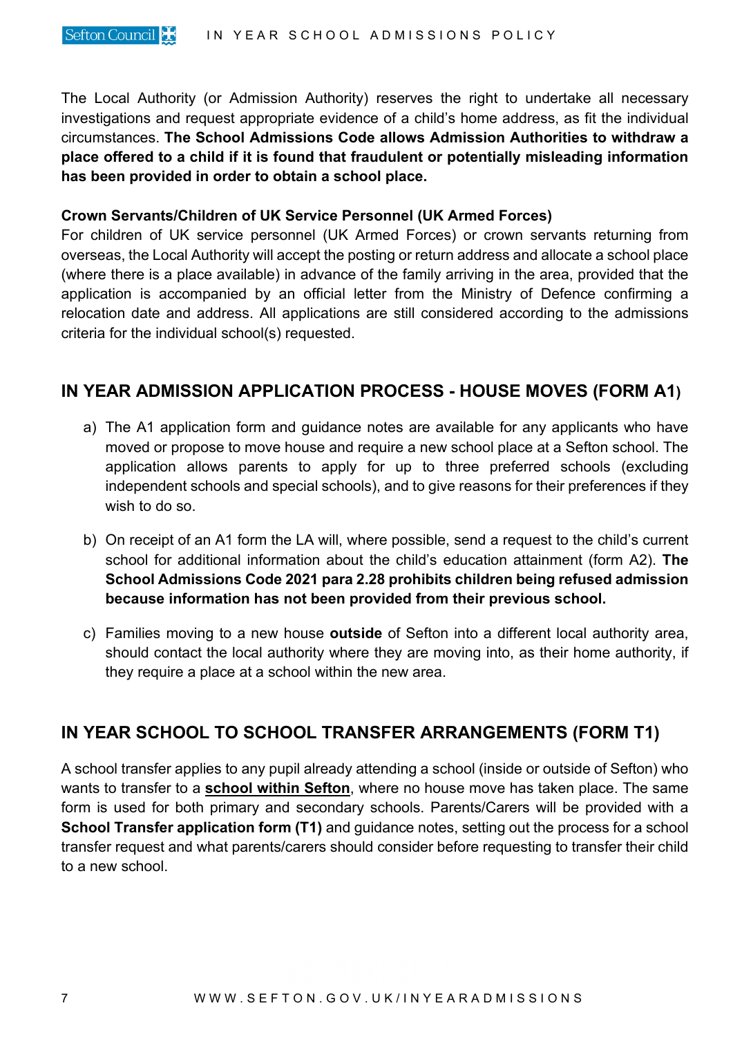The Local Authority (or Admission Authority) reserves the right to undertake all necessary investigations and request appropriate evidence of a child's home address, as fit the individual circumstances. **The School Admissions Code allows Admission Authorities to withdraw a place offered to a child if it is found that fraudulent or potentially misleading information has been provided in order to obtain a school place.**

**Crown Servants/Children of UK Service Personnel (UK Armed Forces)**

For children of UK service personnel (UK Armed Forces) or crown servants returning from overseas, the Local Authority will accept the posting or return address and allocate a school place (where there is a place available) in advance of the family arriving in the area, provided that the application is accompanied by an official letter from the Ministry of Defence confirming a relocation date and address. All applications are still considered according to the admissions criteria for the individual school(s) requested.

## IN YEAR ADMISSION APPLICATION PROCESS - HOUSE MOVES (FORM A1)

a) The A1 application form and guidance notes are available for any applicants who have moved or propose to move house and require a new school place at a Sefton school. The application allows parents to apply for up to three preferred schools (excluding independent schools and special schools), and to give reasons for their preferences if they wish to do so.

b) On receipt of an A1 form the LA will, where possible, send a request to the child's current school for additional information about the child's education attainment (form A2). **The School Admissions Code 2021 para 2.28 prohibits children being refused admission because information has not been provided from their previous school.**

c) Families moving to a new house **outside** of Sefton into a different local authority area, should contact the local authority where they are moving into, as their home authority, if they require a place at a school within the new area.

## IN YEAR SCHOOL TO SCHOOL TRANSFER ARRANGEMENTS (FORM T1)

A school transfer applies to any pupil already attending a school (inside or outside of Sefton) who wants to transfer to a **school within Sefton**, where no house move has taken place. The same form is used for both primary and secondary schools. Parents/Carers will be provided with a **School Transfer application form (T1)** and guidance notes, setting out the process for a school transfer request and what parents/carers should consider before requesting to transfer their child to a new school.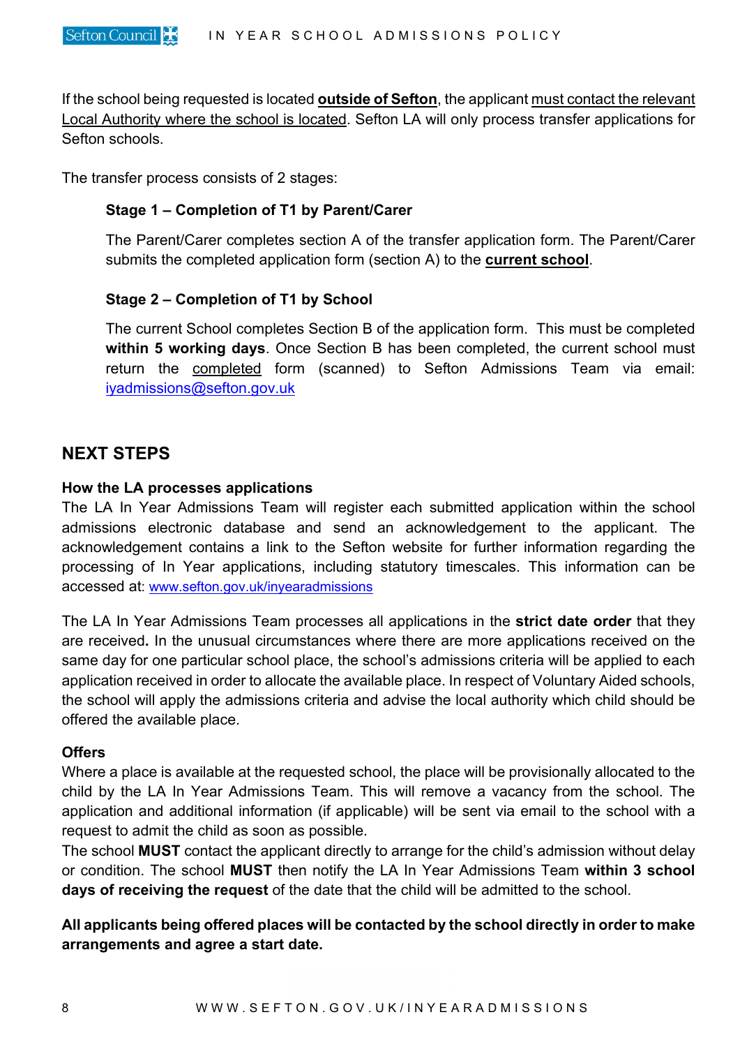If the school being requested is located **outside of Sefton**, the applicant must contact the relevant Local Authority where the school is located. Sefton LA will only process transfer applications for Sefton schools.

The transfer process consists of 2 stages:

**Stage 1 – Completion of T1 by Parent/Carer**

The Parent/Carer completes section A of the transfer application form. The Parent/Carer submits the completed application form (section A) to the **current school**.

**Stage 2 – Completion of T1 by School**

The current School completes Section B of the application form. This must be completed **within 5 working days**. Once Section B has been completed, the current school must return the completed form (scanned) to Sefton Admissions Team via email: iyadmissions@sefton.gov.uk

## NEXT STEPS

**How the LA processes applications**

The LA In Year Admissions Team will register each submitted application within the school admissions electronic database and send an acknowledgement to the applicant. The acknowledgement contains a link to the Sefton website for further information regarding the processing of In Year applications, including statutory timescales. This information can be accessed at: www.sefton.gov.uk/inyearadmissions

The LA In Year Admissions Team processes all applications in the **strict date order** that they are received**.** In the unusual circumstances where there are more applications received on the same day for one particular school place, the school's admissions criteria will be applied to each application received in order to allocate the available place. In respect of Voluntary Aided schools, the school will apply the admissions criteria and advise the local authority which child should be offered the available place.

**Offers**

Where a place is available at the requested school, the place will be provisionally allocated to the child by the LA In Year Admissions Team. This will remove a vacancy from the school. The application and additional information (if applicable) will be sent via email to the school with a request to admit the child as soon as possible.

The school **MUST** contact the applicant directly to arrange for the child's admission without delay or condition. The school **MUST** then notify the LA In Year Admissions Team **within 3 school days of receiving the request** of the date that the child will be admitted to the school.

**All applicants being offered places will be contacted by the school directly in order to make arrangements and agree a start date.**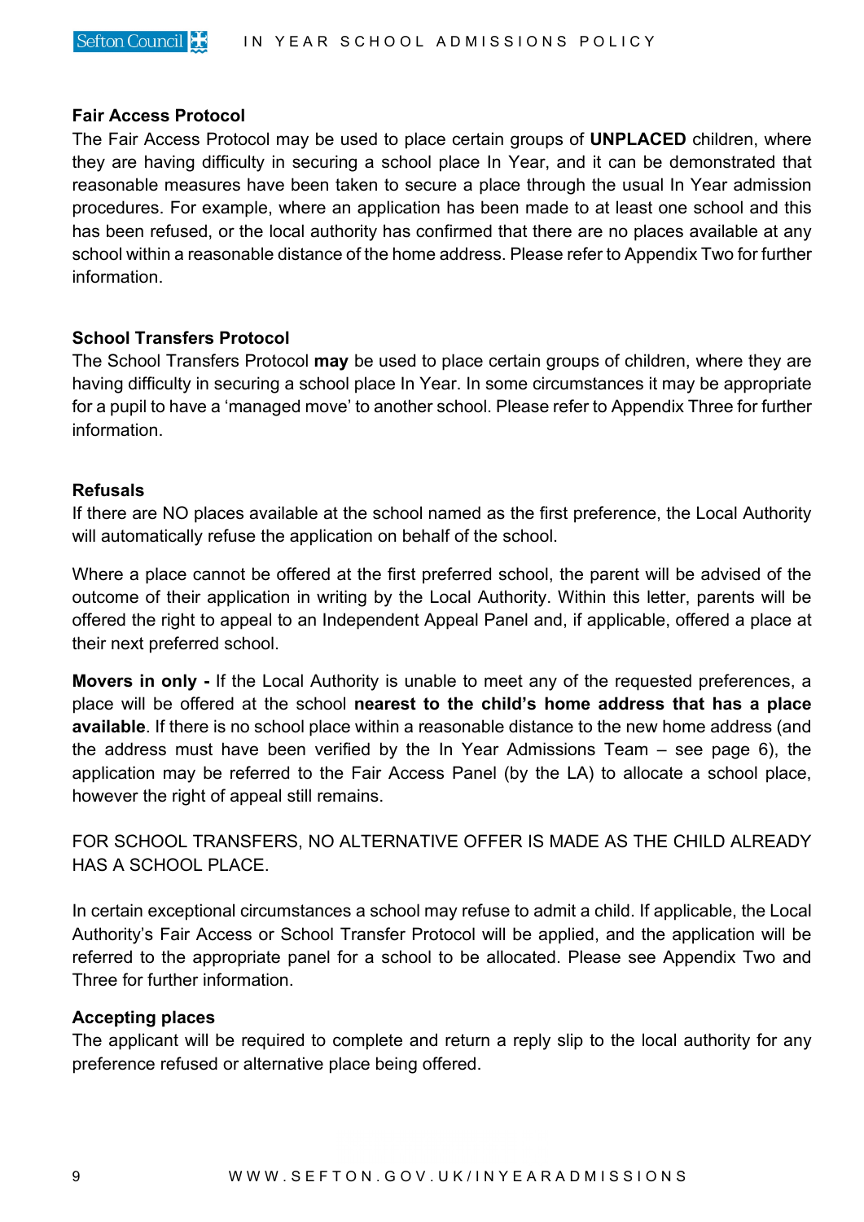### Fair Access Protocol

The Fair Access Protocol may be used to place certain groups of **UNPLACED** children, where they are having difficulty in securing a school place In Year, and it can be demonstrated that reasonable measures have been taken to secure a place through the usual In Year admission procedures. For example, where an application has been made to at least one school and this has been refused, or the local authority has confirmed that there are no places available at any school within a reasonable distance of the home address. Please refer to Appendix Two for further information.

### School Transfers Protocol

The School Transfers Protocol **may** be used to place certain groups of children, where they are having difficulty in securing a school place In Year. In some circumstances it may be appropriate for a pupil to have a 'managed move' to another school. Please refer to Appendix Three for further information.

### Refusals

If there are NO places available at the school named as the first preference, the Local Authority will automatically refuse the application on behalf of the school.

Where a place cannot be offered at the first preferred school, the parent will be advised of the outcome of their application in writing by the Local Authority. Within this letter, parents will be offered the right to appeal to an Independent Appeal Panel and, if applicable, offered a place at their next preferred school.

**Movers in only -** If the Local Authority is unable to meet any of the requested preferences, a place will be offered at the school **nearest to the child's home address that has a place available**. If there is no school place within a reasonable distance to the new home address (and the address must have been verified by the In Year Admissions Team – see page 6), the application may be referred to the Fair Access Panel (by the LA) to allocate a school place, however the right of appeal still remains.

FOR SCHOOL TRANSFERS, NO ALTERNATIVE OFFER IS MADE AS THE CHILD ALREADY HAS A SCHOOL PLACE.

In certain exceptional circumstances a school may refuse to admit a child. If applicable, the Local Authority's Fair Access or School Transfer Protocol will be applied, and the application will be referred to the appropriate panel for a school to be allocated. Please see Appendix Two and Three for further information.

### Accepting places

The applicant will be required to complete and return a reply slip to the local authority for any preference refused or alternative place being offered.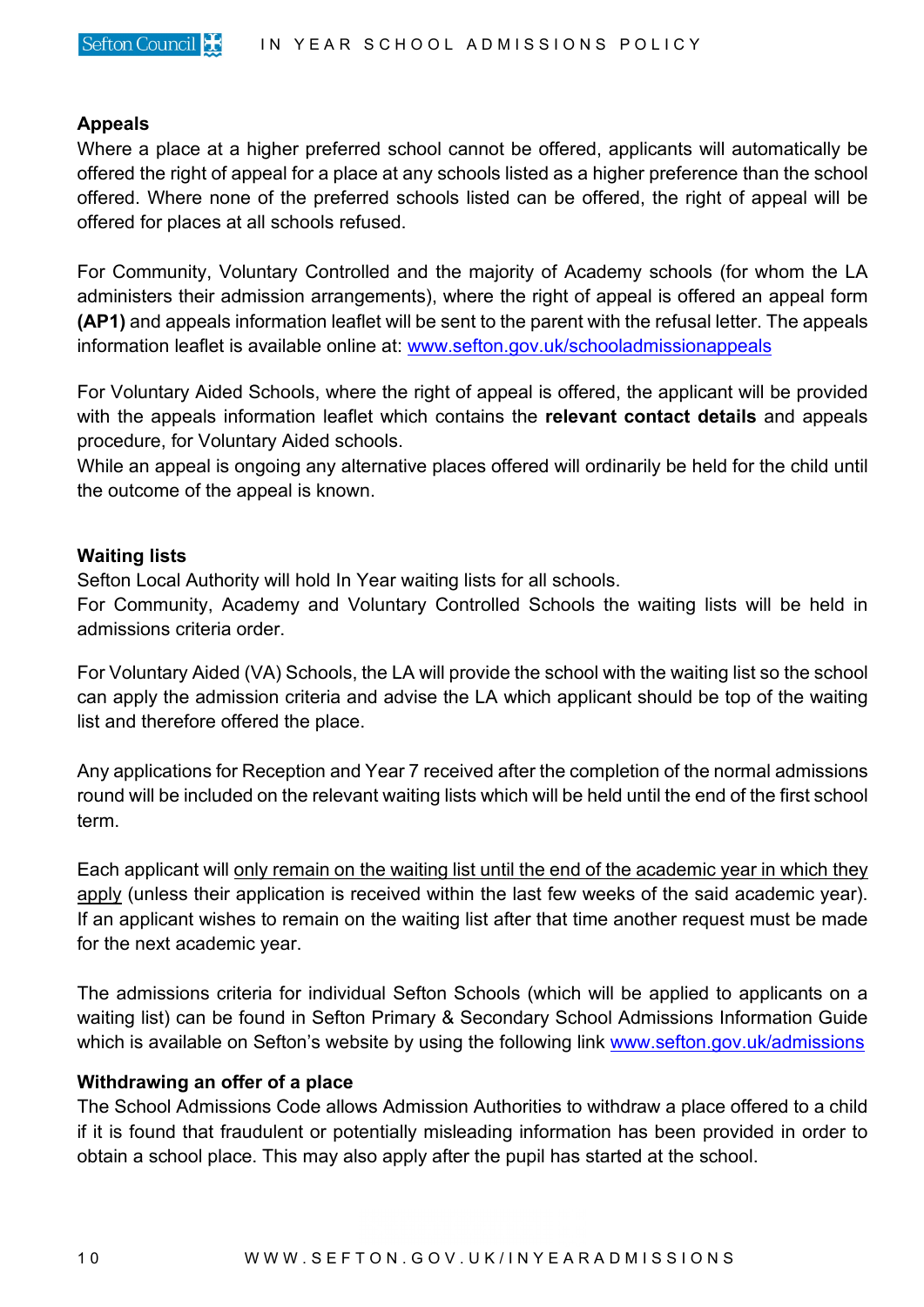### Appeals

Where a place at a higher preferred school cannot be offered, applicants will automatically be offered the right of appeal for a place at any schools listed as a higher preference than the school offered. Where none of the preferred schools listed can be offered, the right of appeal will be offered for places at all schools refused.

For Community, Voluntary Controlled and the majority of Academy schools (for whom the LA administers their admission arrangements), where the right of appeal is offered an appeal form **(AP1)** and appeals information leaflet will be sent to the parent with the refusal letter. The appeals information leaflet is available online at: www.sefton.gov.uk/schooladmissionappeals

For Voluntary Aided Schools, where the right of appeal is offered, the applicant will be provided with the appeals information leaflet which contains the **relevant contact details** and appeals procedure, for Voluntary Aided schools.
While an appeal is ongoing any alternative places offered will ordinarily be held for the child until the outcome of the appeal is known.

### Waiting lists

Sefton Local Authority will hold In Year waiting lists for all schools.
For Community, Academy and Voluntary Controlled Schools the waiting lists will be held in admissions criteria order.

For Voluntary Aided (VA) Schools, the LA will provide the school with the waiting list so the school can apply the admission criteria and advise the LA which applicant should be top of the waiting list and therefore offered the place.

Any applications for Reception and Year 7 received after the completion of the normal admissions round will be included on the relevant waiting lists which will be held until the end of the first school term.

Each applicant will only remain on the waiting list until the end of the academic year in which they apply (unless their application is received within the last few weeks of the said academic year). If an applicant wishes to remain on the waiting list after that time another request must be made for the next academic year.

The admissions criteria for individual Sefton Schools (which will be applied to applicants on a waiting list) can be found in Sefton Primary & Secondary School Admissions Information Guide which is available on Sefton's website by using the following link www.sefton.gov.uk/admissions

### Withdrawing an offer of a place

The School Admissions Code allows Admission Authorities to withdraw a place offered to a child if it is found that fraudulent or potentially misleading information has been provided in order to obtain a school place. This may also apply after the pupil has started at the school.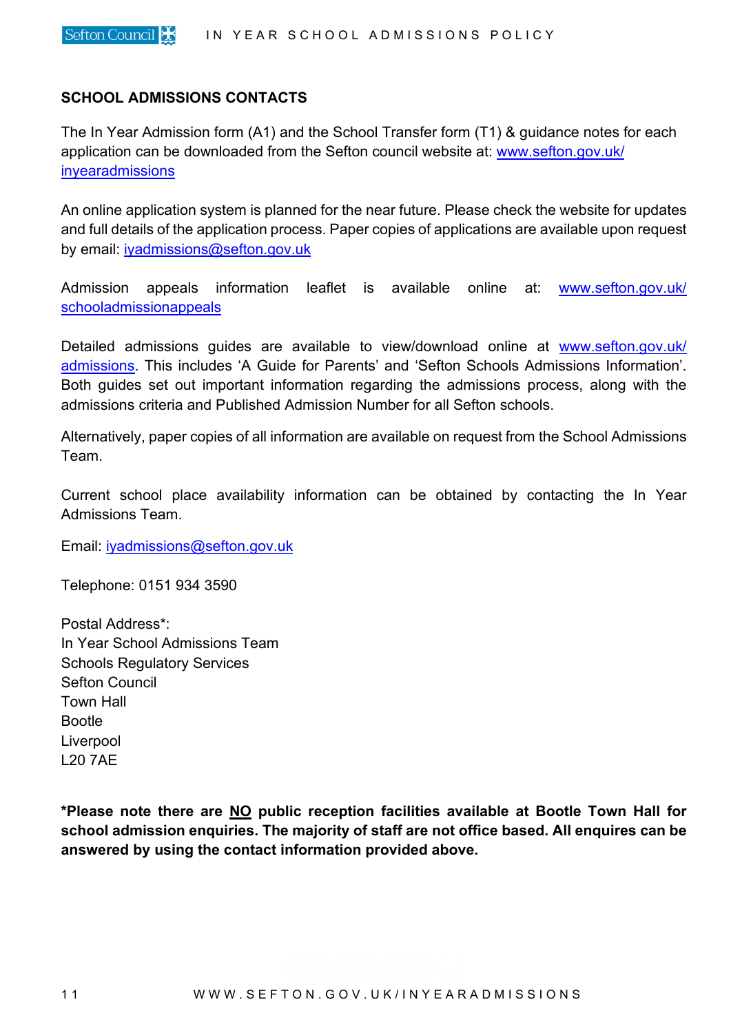## SCHOOL ADMISSIONS CONTACTS

The In Year Admission form (A1) and the School Transfer form (T1) & guidance notes for each application can be downloaded from the Sefton council website at: www.sefton.gov.uk/inyearadmissions

An online application system is planned for the near future. Please check the website for updates and full details of the application process. Paper copies of applications are available upon request by email: iyadmissions@sefton.gov.uk

Admission appeals information leaflet is available online at: www.sefton.gov.uk/schooladmissionappeals

Detailed admissions guides are available to view/download online at www.sefton.gov.uk/admissions. This includes 'A Guide for Parents' and 'Sefton Schools Admissions Information'. Both guides set out important information regarding the admissions process, along with the admissions criteria and Published Admission Number for all Sefton schools.

Alternatively, paper copies of all information are available on request from the School Admissions Team.

Current school place availability information can be obtained by contacting the In Year Admissions Team.

Email: iyadmissions@sefton.gov.uk

Telephone: 0151 934 3590

Postal Address*:
In Year School Admissions Team
Schools Regulatory Services
Sefton Council
Town Hall
Bootle
Liverpool
L20 7AE

**\*Please note there are NO public reception facilities available at Bootle Town Hall for school admission enquiries. The majority of staff are not office based. All enquires can be answered by using the contact information provided above.**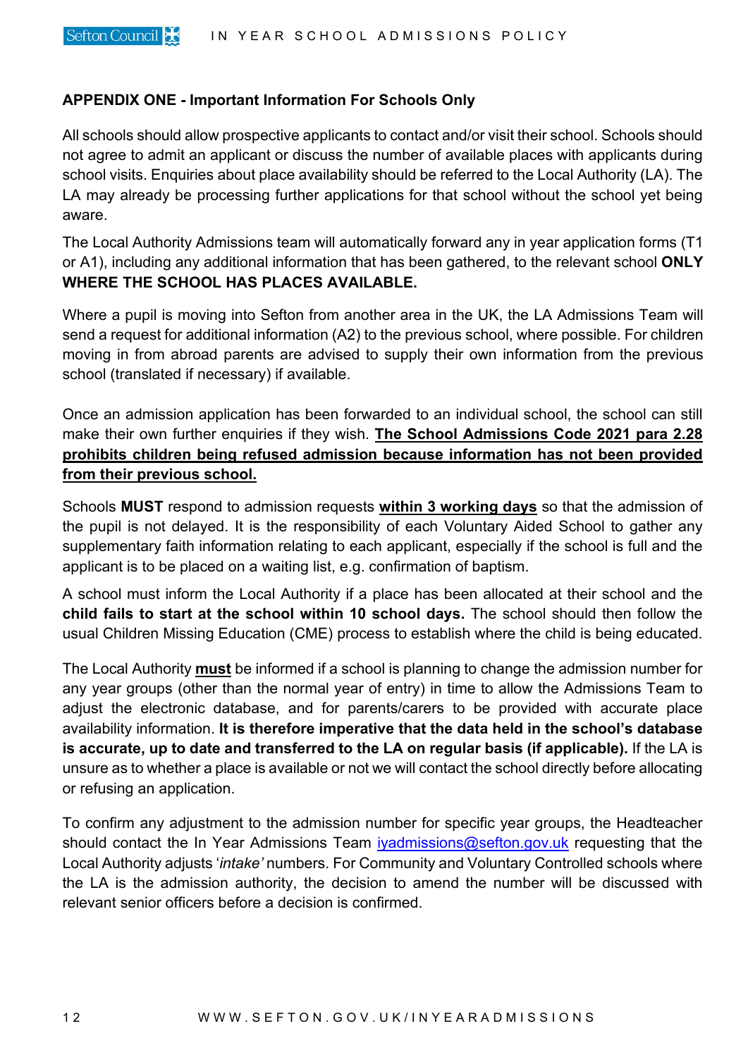## APPENDIX ONE - Important Information For Schools Only

All schools should allow prospective applicants to contact and/or visit their school. Schools should not agree to admit an applicant or discuss the number of available places with applicants during school visits. Enquiries about place availability should be referred to the Local Authority (LA). The LA may already be processing further applications for that school without the school yet being aware.

The Local Authority Admissions team will automatically forward any in year application forms (T1 or A1), including any additional information that has been gathered, to the relevant school **ONLY WHERE THE SCHOOL HAS PLACES AVAILABLE.**

Where a pupil is moving into Sefton from another area in the UK, the LA Admissions Team will send a request for additional information (A2) to the previous school, where possible. For children moving in from abroad parents are advised to supply their own information from the previous school (translated if necessary) if available.

Once an admission application has been forwarded to an individual school, the school can still make their own further enquiries if they wish. **The School Admissions Code 2021 para 2.28 prohibits children being refused admission because information has not been provided from their previous school.**

Schools **MUST** respond to admission requests **within 3 working days** so that the admission of the pupil is not delayed. It is the responsibility of each Voluntary Aided School to gather any supplementary faith information relating to each applicant, especially if the school is full and the applicant is to be placed on a waiting list, e.g. confirmation of baptism.

A school must inform the Local Authority if a place has been allocated at their school and the **child fails to start at the school within 10 school days.** The school should then follow the usual Children Missing Education (CME) process to establish where the child is being educated.

The Local Authority **must** be informed if a school is planning to change the admission number for any year groups (other than the normal year of entry) in time to allow the Admissions Team to adjust the electronic database, and for parents/carers to be provided with accurate place availability information. **It is therefore imperative that the data held in the school's database is accurate, up to date and transferred to the LA on regular basis (if applicable).** If the LA is unsure as to whether a place is available or not we will contact the school directly before allocating or refusing an application.

To confirm any adjustment to the admission number for specific year groups, the Headteacher should contact the In Year Admissions Team iyadmissions@sefton.gov.uk requesting that the Local Authority adjusts '*intake'* numbers. For Community and Voluntary Controlled schools where the LA is the admission authority, the decision to amend the number will be discussed with relevant senior officers before a decision is confirmed.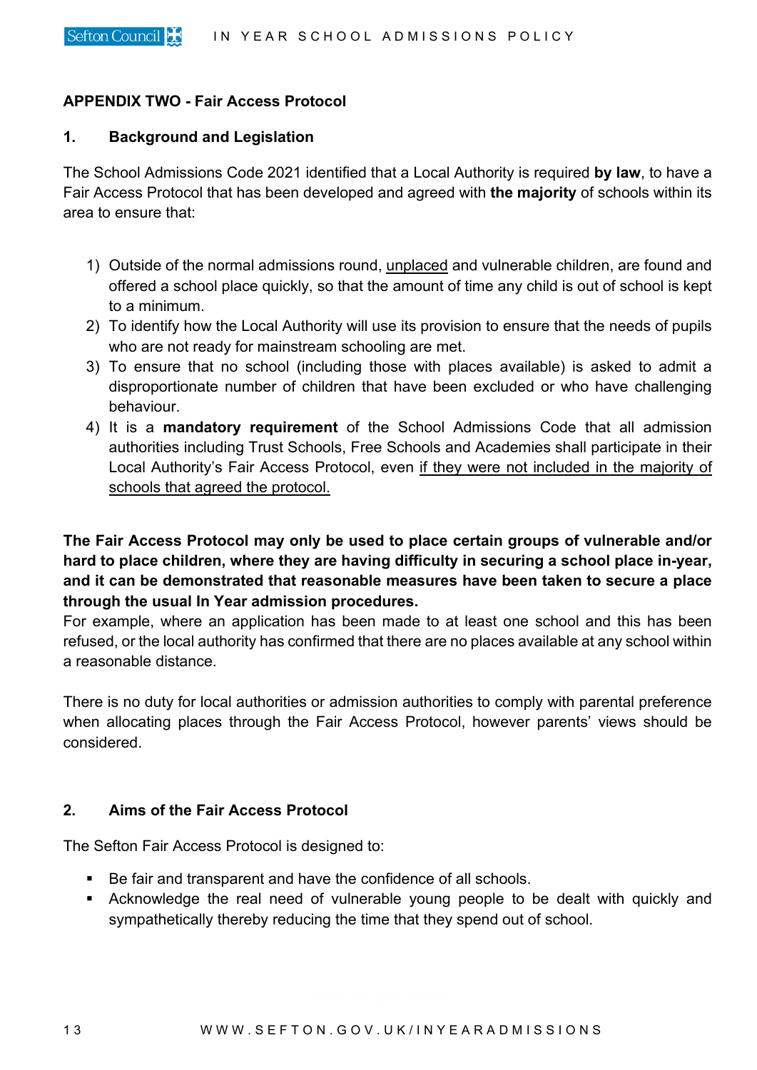## APPENDIX TWO - Fair Access Protocol

### 1. Background and Legislation

The School Admissions Code 2021 identified that a Local Authority is required **by law**, to have a Fair Access Protocol that has been developed and agreed with **the majority** of schools within its area to ensure that:

1) Outside of the normal admissions round, unplaced and vulnerable children, are found and offered a school place quickly, so that the amount of time any child is out of school is kept to a minimum.
2) To identify how the Local Authority will use its provision to ensure that the needs of pupils who are not ready for mainstream schooling are met.
3) To ensure that no school (including those with places available) is asked to admit a disproportionate number of children that have been excluded or who have challenging behaviour.
4) It is a **mandatory requirement** of the School Admissions Code that all admission authorities including Trust Schools, Free Schools and Academies shall participate in their Local Authority's Fair Access Protocol, even if they were not included in the majority of schools that agreed the protocol.

**The Fair Access Protocol may only be used to place certain groups of vulnerable and/or hard to place children, where they are having difficulty in securing a school place in-year, and it can be demonstrated that reasonable measures have been taken to secure a place through the usual In Year admission procedures.**
For example, where an application has been made to at least one school and this has been refused, or the local authority has confirmed that there are no places available at any school within a reasonable distance.

There is no duty for local authorities or admission authorities to comply with parental preference when allocating places through the Fair Access Protocol, however parents' views should be considered.

### 2. Aims of the Fair Access Protocol

The Sefton Fair Access Protocol is designed to:

- Be fair and transparent and have the confidence of all schools.
- Acknowledge the real need of vulnerable young people to be dealt with quickly and sympathetically thereby reducing the time that they spend out of school.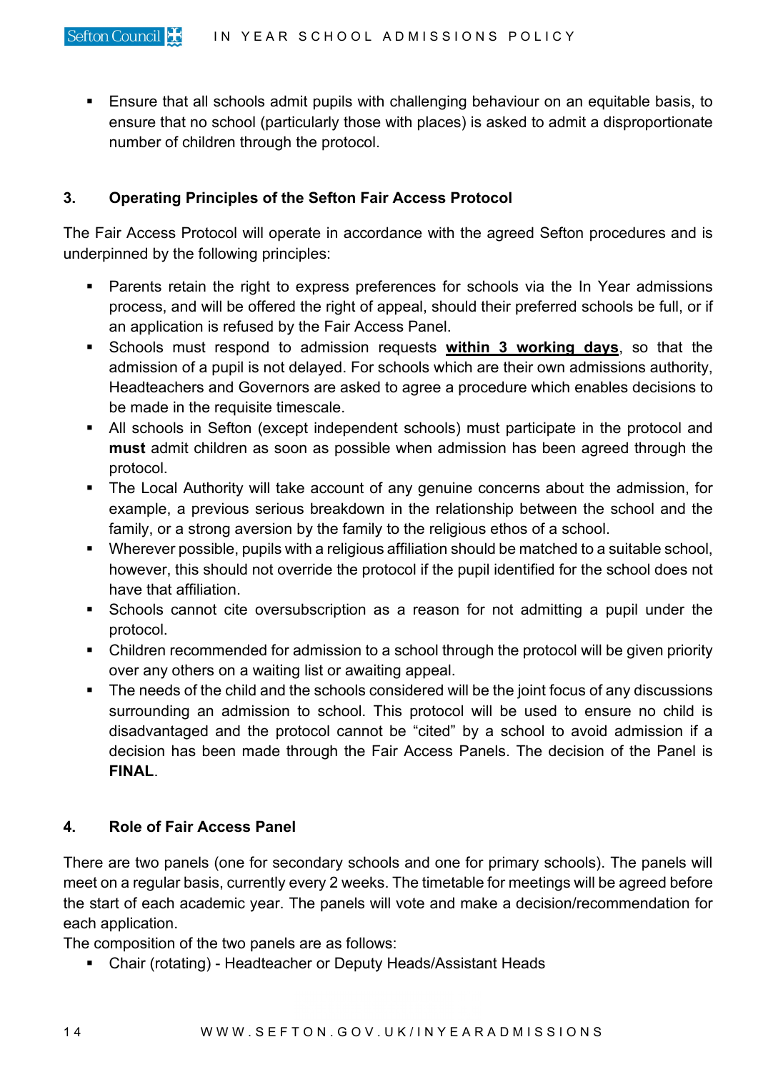- Ensure that all schools admit pupils with challenging behaviour on an equitable basis, to ensure that no school (particularly those with places) is asked to admit a disproportionate number of children through the protocol.

## 3. Operating Principles of the Sefton Fair Access Protocol

The Fair Access Protocol will operate in accordance with the agreed Sefton procedures and is underpinned by the following principles:

- Parents retain the right to express preferences for schools via the In Year admissions process, and will be offered the right of appeal, should their preferred schools be full, or if an application is refused by the Fair Access Panel.
- Schools must respond to admission requests **within 3 working days**, so that the admission of a pupil is not delayed. For schools which are their own admissions authority, Headteachers and Governors are asked to agree a procedure which enables decisions to be made in the requisite timescale.
- All schools in Sefton (except independent schools) must participate in the protocol and **must** admit children as soon as possible when admission has been agreed through the protocol.
- The Local Authority will take account of any genuine concerns about the admission, for example, a previous serious breakdown in the relationship between the school and the family, or a strong aversion by the family to the religious ethos of a school.
- Wherever possible, pupils with a religious affiliation should be matched to a suitable school, however, this should not override the protocol if the pupil identified for the school does not have that affiliation.
- Schools cannot cite oversubscription as a reason for not admitting a pupil under the protocol.
- Children recommended for admission to a school through the protocol will be given priority over any others on a waiting list or awaiting appeal.
- The needs of the child and the schools considered will be the joint focus of any discussions surrounding an admission to school. This protocol will be used to ensure no child is disadvantaged and the protocol cannot be "cited" by a school to avoid admission if a decision has been made through the Fair Access Panels. The decision of the Panel is **FINAL**.

## 4. Role of Fair Access Panel

There are two panels (one for secondary schools and one for primary schools). The panels will meet on a regular basis, currently every 2 weeks. The timetable for meetings will be agreed before the start of each academic year. The panels will vote and make a decision/recommendation for each application.

The composition of the two panels are as follows:

- Chair (rotating) - Headteacher or Deputy Heads/Assistant Heads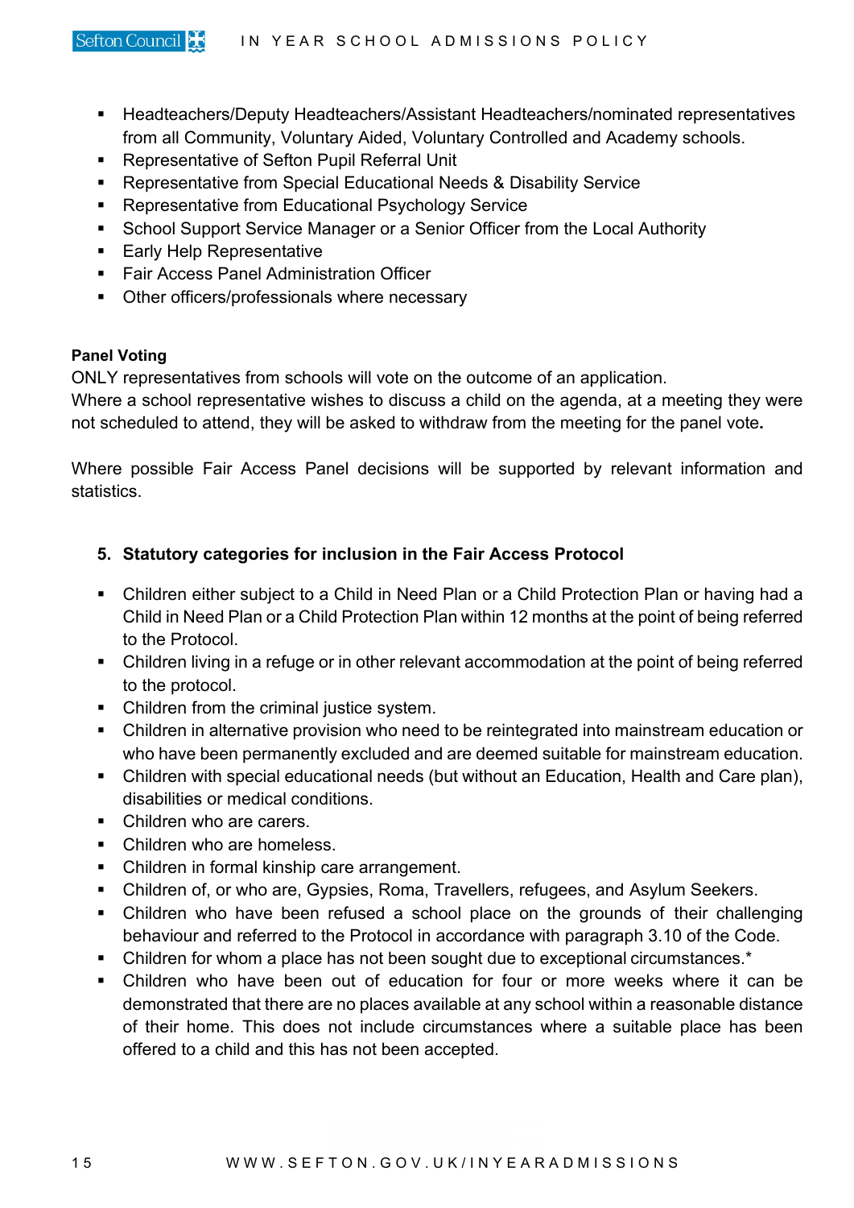- Headteachers/Deputy Headteachers/Assistant Headteachers/nominated representatives from all Community, Voluntary Aided, Voluntary Controlled and Academy schools.
- Representative of Sefton Pupil Referral Unit
- Representative from Special Educational Needs & Disability Service
- Representative from Educational Psychology Service
- School Support Service Manager or a Senior Officer from the Local Authority
- Early Help Representative
- Fair Access Panel Administration Officer
- Other officers/professionals where necessary

**Panel Voting**

ONLY representatives from schools will vote on the outcome of an application.
Where a school representative wishes to discuss a child on the agenda, at a meeting they were not scheduled to attend, they will be asked to withdraw from the meeting for the panel vote**.**

Where possible Fair Access Panel decisions will be supported by relevant information and statistics.

## 5. Statutory categories for inclusion in the Fair Access Protocol

- Children either subject to a Child in Need Plan or a Child Protection Plan or having had a Child in Need Plan or a Child Protection Plan within 12 months at the point of being referred to the Protocol.
- Children living in a refuge or in other relevant accommodation at the point of being referred to the protocol.
- Children from the criminal justice system.
- Children in alternative provision who need to be reintegrated into mainstream education or who have been permanently excluded and are deemed suitable for mainstream education.
- Children with special educational needs (but without an Education, Health and Care plan), disabilities or medical conditions.
- Children who are carers.
- Children who are homeless.
- Children in formal kinship care arrangement.
- Children of, or who are, Gypsies, Roma, Travellers, refugees, and Asylum Seekers.
- Children who have been refused a school place on the grounds of their challenging behaviour and referred to the Protocol in accordance with paragraph 3.10 of the Code.
- Children for whom a place has not been sought due to exceptional circumstances.*
- Children who have been out of education for four or more weeks where it can be demonstrated that there are no places available at any school within a reasonable distance of their home. This does not include circumstances where a suitable place has been offered to a child and this has not been accepted.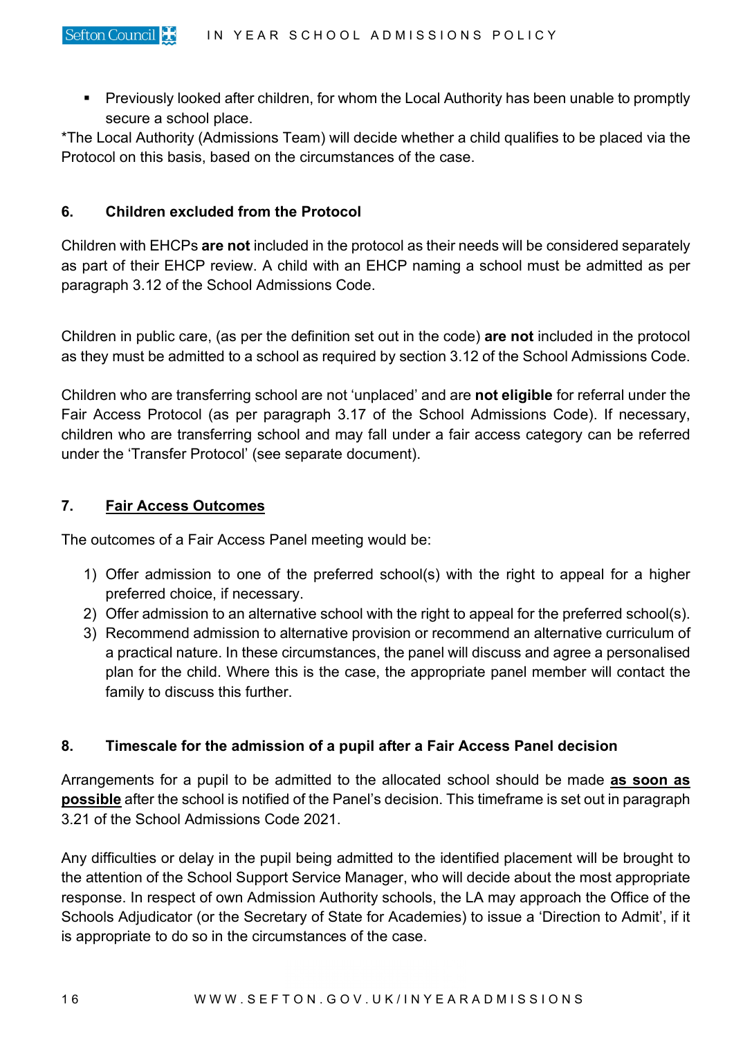- Previously looked after children, for whom the Local Authority has been unable to promptly secure a school place.

*The Local Authority (Admissions Team) will decide whether a child qualifies to be placed via the Protocol on this basis, based on the circumstances of the case.

### 6. Children excluded from the Protocol

Children with EHCPs **are not** included in the protocol as their needs will be considered separately as part of their EHCP review. A child with an EHCP naming a school must be admitted as per paragraph 3.12 of the School Admissions Code.

Children in public care, (as per the definition set out in the code) **are not** included in the protocol as they must be admitted to a school as required by section 3.12 of the School Admissions Code.

Children who are transferring school are not 'unplaced' and are **not eligible** for referral under the Fair Access Protocol (as per paragraph 3.17 of the School Admissions Code). If necessary, children who are transferring school and may fall under a fair access category can be referred under the 'Transfer Protocol' (see separate document).

### 7. Fair Access Outcomes

The outcomes of a Fair Access Panel meeting would be:

1) Offer admission to one of the preferred school(s) with the right to appeal for a higher preferred choice, if necessary.
2) Offer admission to an alternative school with the right to appeal for the preferred school(s).
3) Recommend admission to alternative provision or recommend an alternative curriculum of a practical nature. In these circumstances, the panel will discuss and agree a personalised plan for the child. Where this is the case, the appropriate panel member will contact the family to discuss this further.

### 8. Timescale for the admission of a pupil after a Fair Access Panel decision

Arrangements for a pupil to be admitted to the allocated school should be made **as soon as possible** after the school is notified of the Panel's decision. This timeframe is set out in paragraph 3.21 of the School Admissions Code 2021.

Any difficulties or delay in the pupil being admitted to the identified placement will be brought to the attention of the School Support Service Manager, who will decide about the most appropriate response. In respect of own Admission Authority schools, the LA may approach the Office of the Schools Adjudicator (or the Secretary of State for Academies) to issue a 'Direction to Admit', if it is appropriate to do so in the circumstances of the case.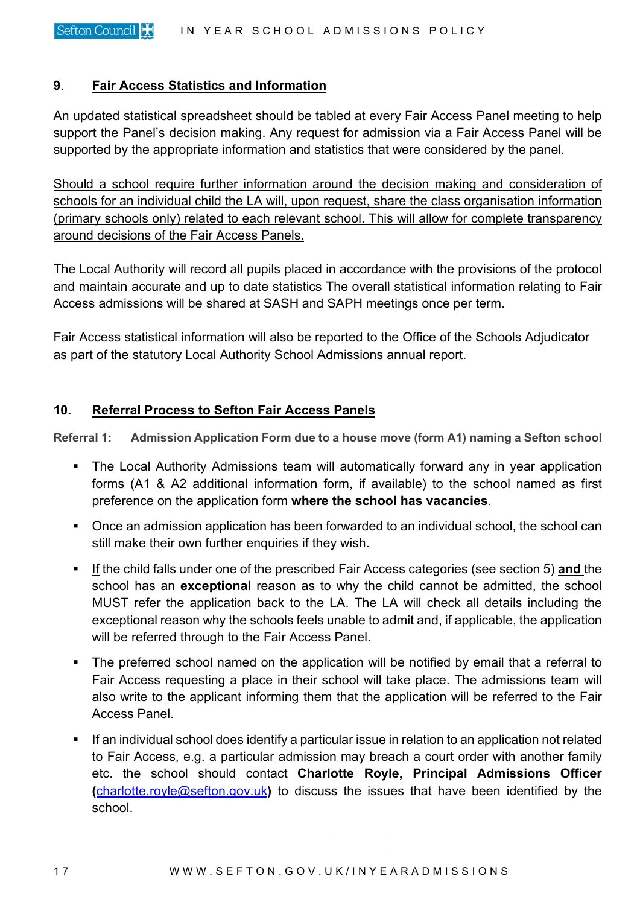## 9. <u>Fair Access Statistics and Information</u>

An updated statistical spreadsheet should be tabled at every Fair Access Panel meeting to help support the Panel's decision making. Any request for admission via a Fair Access Panel will be supported by the appropriate information and statistics that were considered by the panel.

<u>Should a school require further information around the decision making and consideration of schools for an individual child the LA will, upon request, share the class organisation information (primary schools only) related to each relevant school. This will allow for complete transparency around decisions of the Fair Access Panels.</u>

The Local Authority will record all pupils placed in accordance with the provisions of the protocol and maintain accurate and up to date statistics The overall statistical information relating to Fair Access admissions will be shared at SASH and SAPH meetings once per term.

Fair Access statistical information will also be reported to the Office of the Schools Adjudicator as part of the statutory Local Authority School Admissions annual report.

## 10. <u>Referral Process to Sefton Fair Access Panels</u>

**Referral 1: Admission Application Form due to a house move (form A1) naming a Sefton school**

- The Local Authority Admissions team will automatically forward any in year application forms (A1 & A2 additional information form, if available) to the school named as first preference on the application form **where the school has vacancies**.
- Once an admission application has been forwarded to an individual school, the school can still make their own further enquiries if they wish.
- <u>If</u> the child falls under one of the prescribed Fair Access categories (see section 5) <u>**and**</u> the school has an **exceptional** reason as to why the child cannot be admitted, the school MUST refer the application back to the LA. The LA will check all details including the exceptional reason why the schools feels unable to admit and, if applicable, the application will be referred through to the Fair Access Panel.
- The preferred school named on the application will be notified by email that a referral to Fair Access requesting a place in their school will take place. The admissions team will also write to the applicant informing them that the application will be referred to the Fair Access Panel.
- If an individual school does identify a particular issue in relation to an application not related to Fair Access, e.g. a particular admission may breach a court order with another family etc. the school should contact **Charlotte Royle, Principal Admissions Officer (**charlotte.royle@sefton.gov.uk**)** to discuss the issues that have been identified by the school.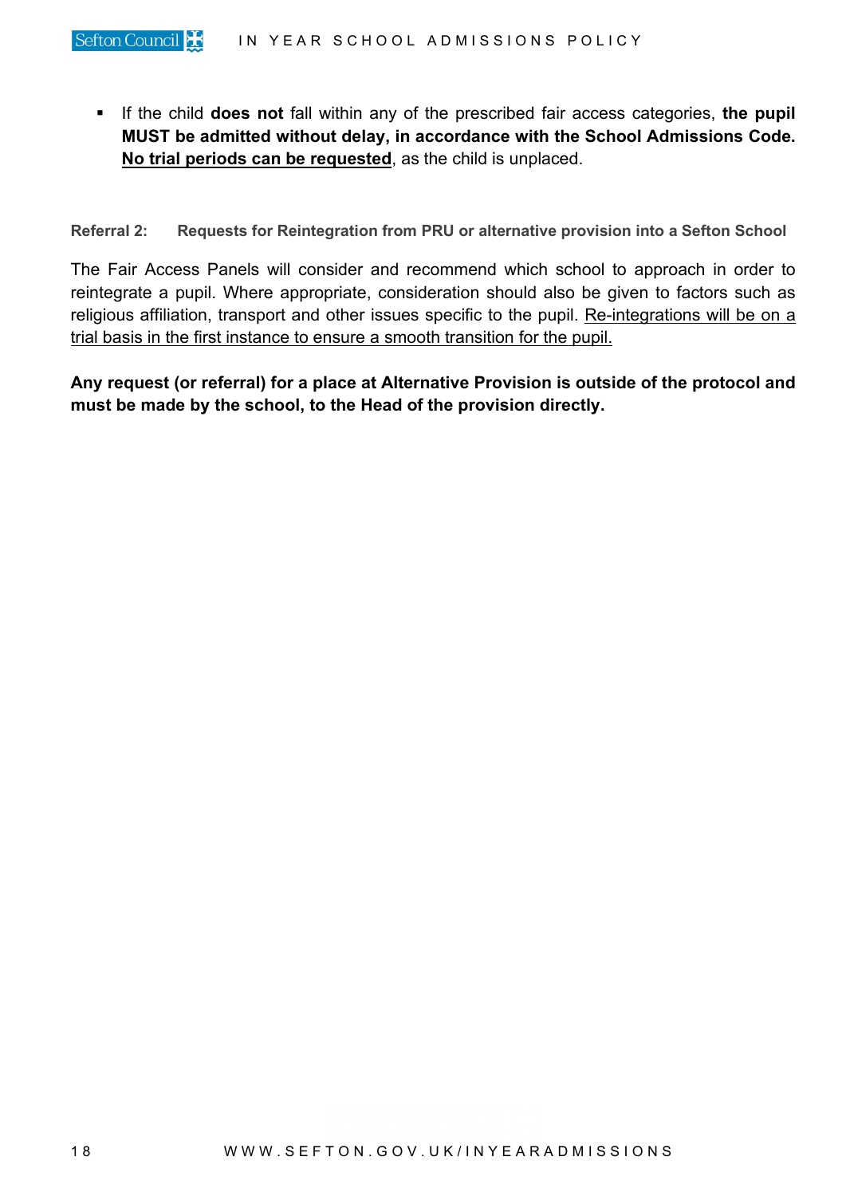- If the child **does not** fall within any of the prescribed fair access categories, **the pupil MUST be admitted without delay, in accordance with the School Admissions Code. <u>No trial periods can be requested</u>**, as the child is unplaced.

**Referral 2: Requests for Reintegration from PRU or alternative provision into a Sefton School**

The Fair Access Panels will consider and recommend which school to approach in order to reintegrate a pupil. Where appropriate, consideration should also be given to factors such as religious affiliation, transport and other issues specific to the pupil. <u>Re-integrations will be on a trial basis in the first instance to ensure a smooth transition for the pupil.</u>

**Any request (or referral) for a place at Alternative Provision is outside of the protocol and must be made by the school, to the Head of the provision directly.**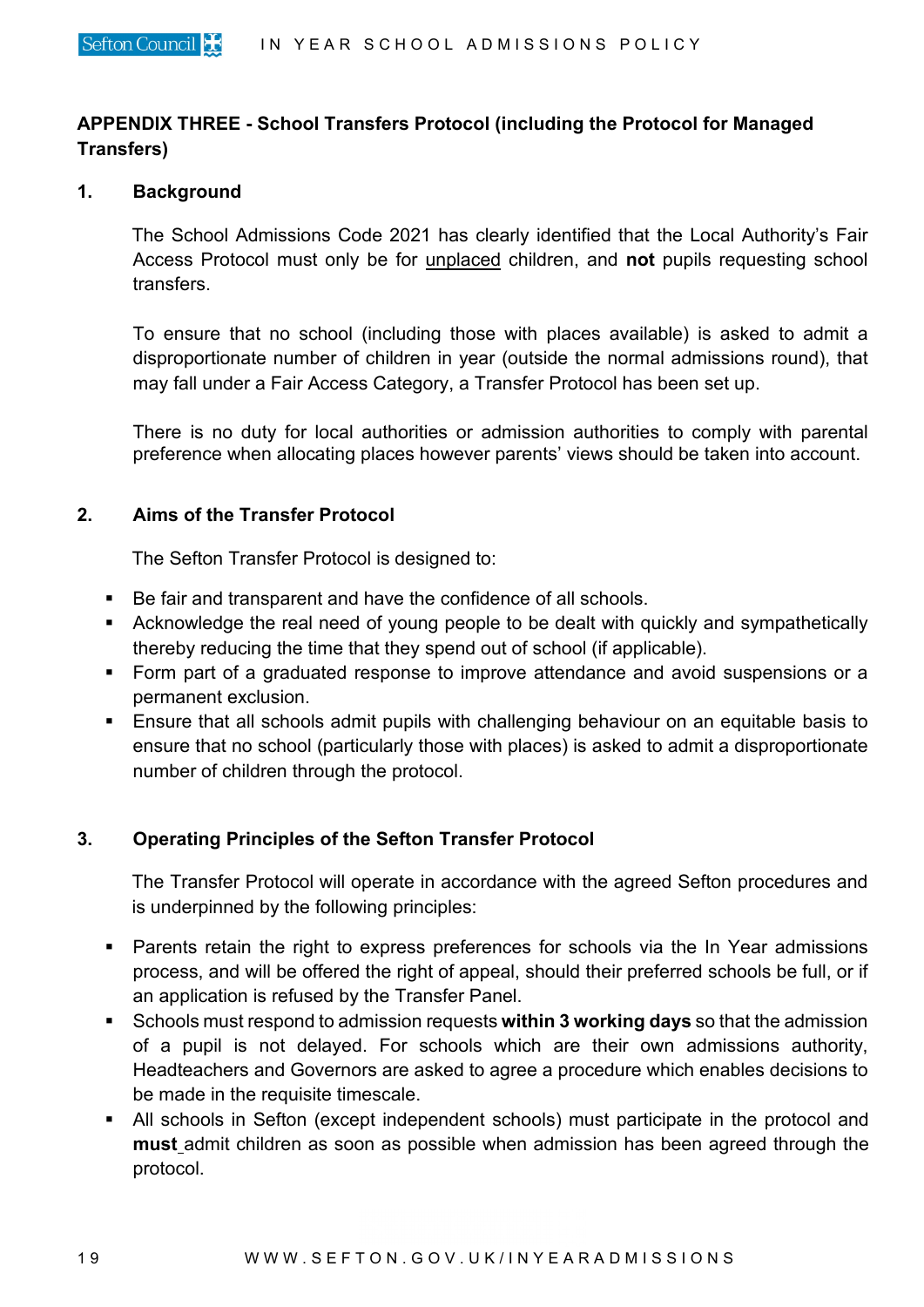**APPENDIX THREE - School Transfers Protocol (including the Protocol for Managed Transfers)**

## 1. Background

The School Admissions Code 2021 has clearly identified that the Local Authority's Fair Access Protocol must only be for unplaced children, and **not** pupils requesting school transfers.

To ensure that no school (including those with places available) is asked to admit a disproportionate number of children in year (outside the normal admissions round), that may fall under a Fair Access Category, a Transfer Protocol has been set up.

There is no duty for local authorities or admission authorities to comply with parental preference when allocating places however parents' views should be taken into account.

## 2. Aims of the Transfer Protocol

The Sefton Transfer Protocol is designed to:

- Be fair and transparent and have the confidence of all schools.
- Acknowledge the real need of young people to be dealt with quickly and sympathetically thereby reducing the time that they spend out of school (if applicable).
- Form part of a graduated response to improve attendance and avoid suspensions or a permanent exclusion.
- Ensure that all schools admit pupils with challenging behaviour on an equitable basis to ensure that no school (particularly those with places) is asked to admit a disproportionate number of children through the protocol.

## 3. Operating Principles of the Sefton Transfer Protocol

The Transfer Protocol will operate in accordance with the agreed Sefton procedures and is underpinned by the following principles:

- Parents retain the right to express preferences for schools via the In Year admissions process, and will be offered the right of appeal, should their preferred schools be full, or if an application is refused by the Transfer Panel.
- Schools must respond to admission requests **within 3 working days** so that the admission of a pupil is not delayed. For schools which are their own admissions authority, Headteachers and Governors are asked to agree a procedure which enables decisions to be made in the requisite timescale.
- All schools in Sefton (except independent schools) must participate in the protocol and **must** admit children as soon as possible when admission has been agreed through the protocol.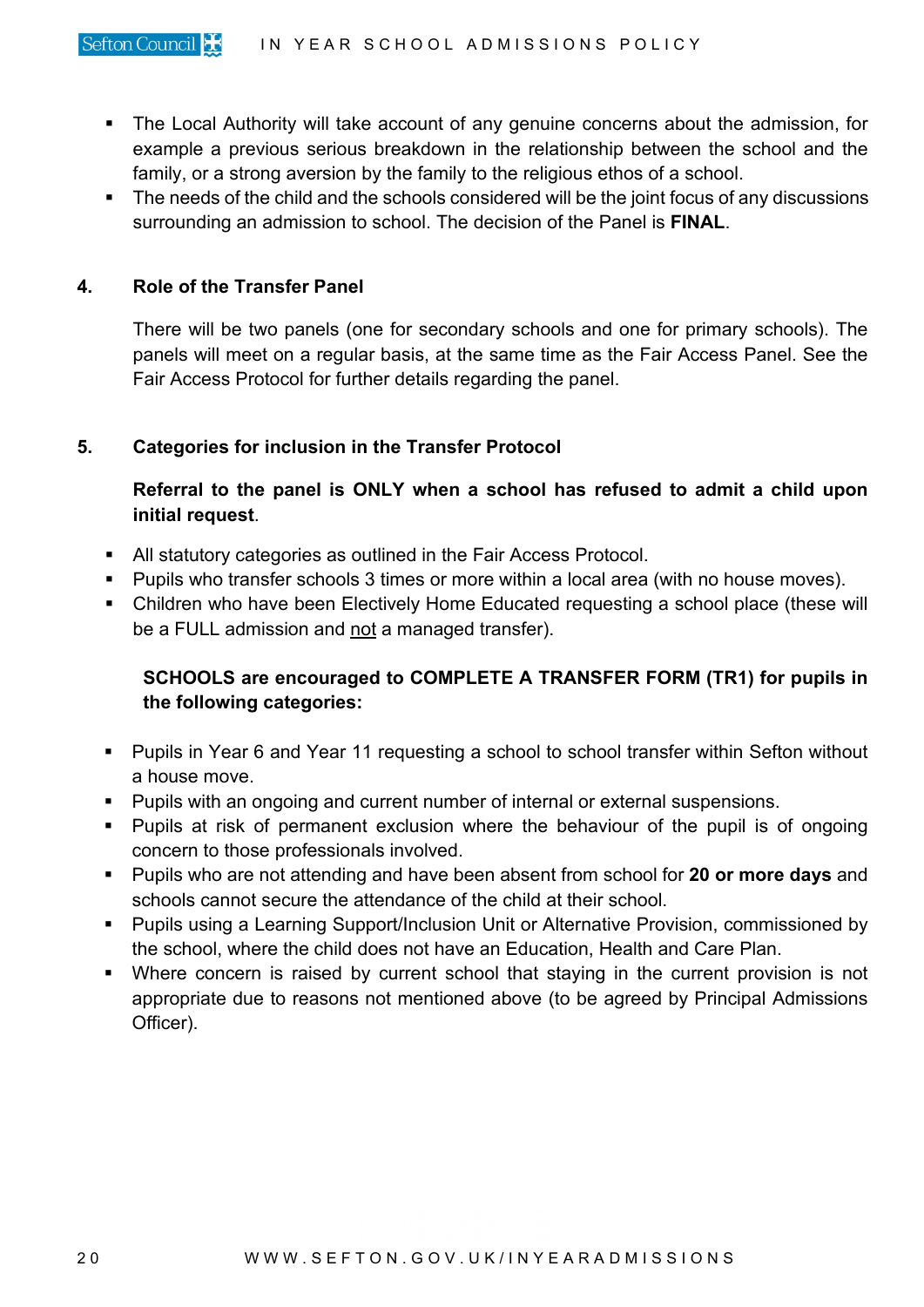- The Local Authority will take account of any genuine concerns about the admission, for example a previous serious breakdown in the relationship between the school and the family, or a strong aversion by the family to the religious ethos of a school.
- The needs of the child and the schools considered will be the joint focus of any discussions surrounding an admission to school. The decision of the Panel is **FINAL**.

## 4. Role of the Transfer Panel

There will be two panels (one for secondary schools and one for primary schools). The panels will meet on a regular basis, at the same time as the Fair Access Panel. See the Fair Access Protocol for further details regarding the panel.

## 5. Categories for inclusion in the Transfer Protocol

**Referral to the panel is ONLY when a school has refused to admit a child upon initial request**.

- All statutory categories as outlined in the Fair Access Protocol.
- Pupils who transfer schools 3 times or more within a local area (with no house moves).
- Children who have been Electively Home Educated requesting a school place (these will be a FULL admission and <u>not</u> a managed transfer).

**SCHOOLS are encouraged to COMPLETE A TRANSFER FORM (TR1) for pupils in the following categories:**

- Pupils in Year 6 and Year 11 requesting a school to school transfer within Sefton without a house move.
- Pupils with an ongoing and current number of internal or external suspensions.
- Pupils at risk of permanent exclusion where the behaviour of the pupil is of ongoing concern to those professionals involved.
- Pupils who are not attending and have been absent from school for **20 or more days** and schools cannot secure the attendance of the child at their school.
- Pupils using a Learning Support/Inclusion Unit or Alternative Provision, commissioned by the school, where the child does not have an Education, Health and Care Plan.
- Where concern is raised by current school that staying in the current provision is not appropriate due to reasons not mentioned above (to be agreed by Principal Admissions Officer).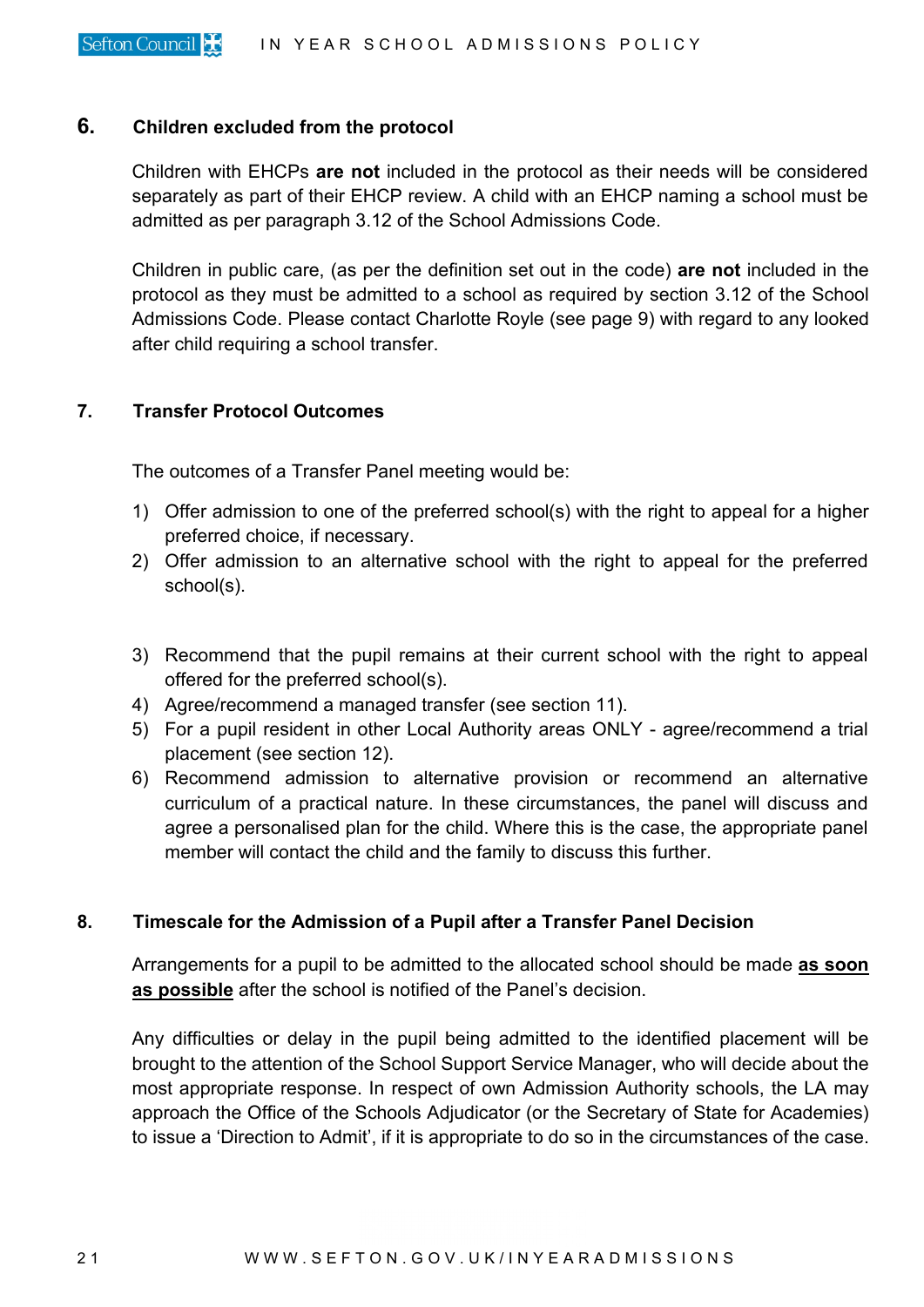## 6. Children excluded from the protocol

Children with EHCPs **are not** included in the protocol as their needs will be considered separately as part of their EHCP review. A child with an EHCP naming a school must be admitted as per paragraph 3.12 of the School Admissions Code.

Children in public care, (as per the definition set out in the code) **are not** included in the protocol as they must be admitted to a school as required by section 3.12 of the School Admissions Code. Please contact Charlotte Royle (see page 9) with regard to any looked after child requiring a school transfer.

## 7. Transfer Protocol Outcomes

The outcomes of a Transfer Panel meeting would be:

1) Offer admission to one of the preferred school(s) with the right to appeal for a higher preferred choice, if necessary.
2) Offer admission to an alternative school with the right to appeal for the preferred school(s).
3) Recommend that the pupil remains at their current school with the right to appeal offered for the preferred school(s).
4) Agree/recommend a managed transfer (see section 11).
5) For a pupil resident in other Local Authority areas ONLY - agree/recommend a trial placement (see section 12).
6) Recommend admission to alternative provision or recommend an alternative curriculum of a practical nature. In these circumstances, the panel will discuss and agree a personalised plan for the child. Where this is the case, the appropriate panel member will contact the child and the family to discuss this further.

## 8. Timescale for the Admission of a Pupil after a Transfer Panel Decision

Arrangements for a pupil to be admitted to the allocated school should be made **as soon as possible** after the school is notified of the Panel's decision.

Any difficulties or delay in the pupil being admitted to the identified placement will be brought to the attention of the School Support Service Manager, who will decide about the most appropriate response. In respect of own Admission Authority schools, the LA may approach the Office of the Schools Adjudicator (or the Secretary of State for Academies) to issue a 'Direction to Admit', if it is appropriate to do so in the circumstances of the case.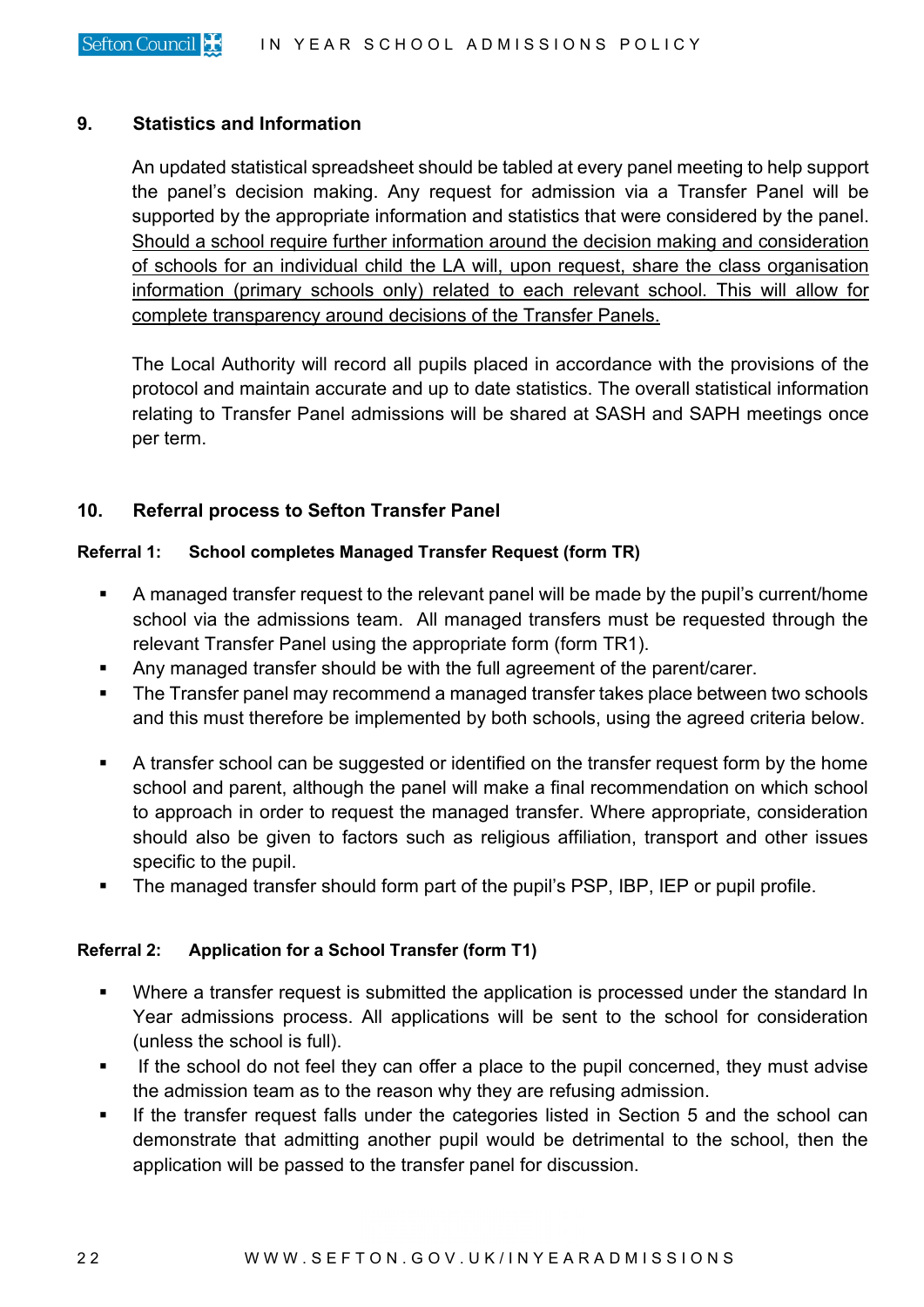## 9. Statistics and Information

An updated statistical spreadsheet should be tabled at every panel meeting to help support the panel's decision making. Any request for admission via a Transfer Panel will be supported by the appropriate information and statistics that were considered by the panel. <u>Should a school require further information around the decision making and consideration of schools for an individual child the LA will, upon request, share the class organisation information (primary schools only) related to each relevant school. This will allow for complete transparency around decisions of the Transfer Panels.</u>

The Local Authority will record all pupils placed in accordance with the provisions of the protocol and maintain accurate and up to date statistics. The overall statistical information relating to Transfer Panel admissions will be shared at SASH and SAPH meetings once per term.

## 10. Referral process to Sefton Transfer Panel

### Referral 1: School completes Managed Transfer Request (form TR)

- A managed transfer request to the relevant panel will be made by the pupil's current/home school via the admissions team. All managed transfers must be requested through the relevant Transfer Panel using the appropriate form (form TR1).
- Any managed transfer should be with the full agreement of the parent/carer.
- The Transfer panel may recommend a managed transfer takes place between two schools and this must therefore be implemented by both schools, using the agreed criteria below.
- A transfer school can be suggested or identified on the transfer request form by the home school and parent, although the panel will make a final recommendation on which school to approach in order to request the managed transfer. Where appropriate, consideration should also be given to factors such as religious affiliation, transport and other issues specific to the pupil.
- The managed transfer should form part of the pupil's PSP, IBP, IEP or pupil profile.

### Referral 2: Application for a School Transfer (form T1)

- Where a transfer request is submitted the application is processed under the standard In Year admissions process. All applications will be sent to the school for consideration (unless the school is full).
- If the school do not feel they can offer a place to the pupil concerned, they must advise the admission team as to the reason why they are refusing admission.
- If the transfer request falls under the categories listed in Section 5 and the school can demonstrate that admitting another pupil would be detrimental to the school, then the application will be passed to the transfer panel for discussion.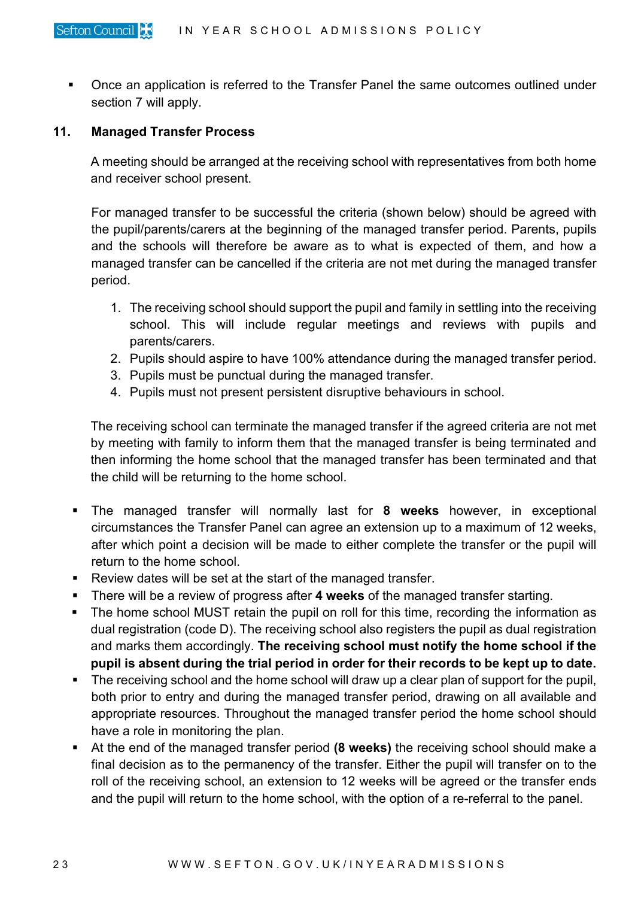- Once an application is referred to the Transfer Panel the same outcomes outlined under section 7 will apply.

## 11. Managed Transfer Process

A meeting should be arranged at the receiving school with representatives from both home and receiver school present.

For managed transfer to be successful the criteria (shown below) should be agreed with the pupil/parents/carers at the beginning of the managed transfer period. Parents, pupils and the schools will therefore be aware as to what is expected of them, and how a managed transfer can be cancelled if the criteria are not met during the managed transfer period.

1. The receiving school should support the pupil and family in settling into the receiving school. This will include regular meetings and reviews with pupils and parents/carers.
2. Pupils should aspire to have 100% attendance during the managed transfer period.
3. Pupils must be punctual during the managed transfer.
4. Pupils must not present persistent disruptive behaviours in school.

The receiving school can terminate the managed transfer if the agreed criteria are not met by meeting with family to inform them that the managed transfer is being terminated and then informing the home school that the managed transfer has been terminated and that the child will be returning to the home school.

- The managed transfer will normally last for **8 weeks** however, in exceptional circumstances the Transfer Panel can agree an extension up to a maximum of 12 weeks, after which point a decision will be made to either complete the transfer or the pupil will return to the home school.
- Review dates will be set at the start of the managed transfer.
- There will be a review of progress after **4 weeks** of the managed transfer starting.
- The home school MUST retain the pupil on roll for this time, recording the information as dual registration (code D). The receiving school also registers the pupil as dual registration and marks them accordingly. **The receiving school must notify the home school if the pupil is absent during the trial period in order for their records to be kept up to date.**
- The receiving school and the home school will draw up a clear plan of support for the pupil, both prior to entry and during the managed transfer period, drawing on all available and appropriate resources. Throughout the managed transfer period the home school should have a role in monitoring the plan.
- At the end of the managed transfer period **(8 weeks)** the receiving school should make a final decision as to the permanency of the transfer. Either the pupil will transfer on to the roll of the receiving school, an extension to 12 weeks will be agreed or the transfer ends and the pupil will return to the home school, with the option of a re-referral to the panel.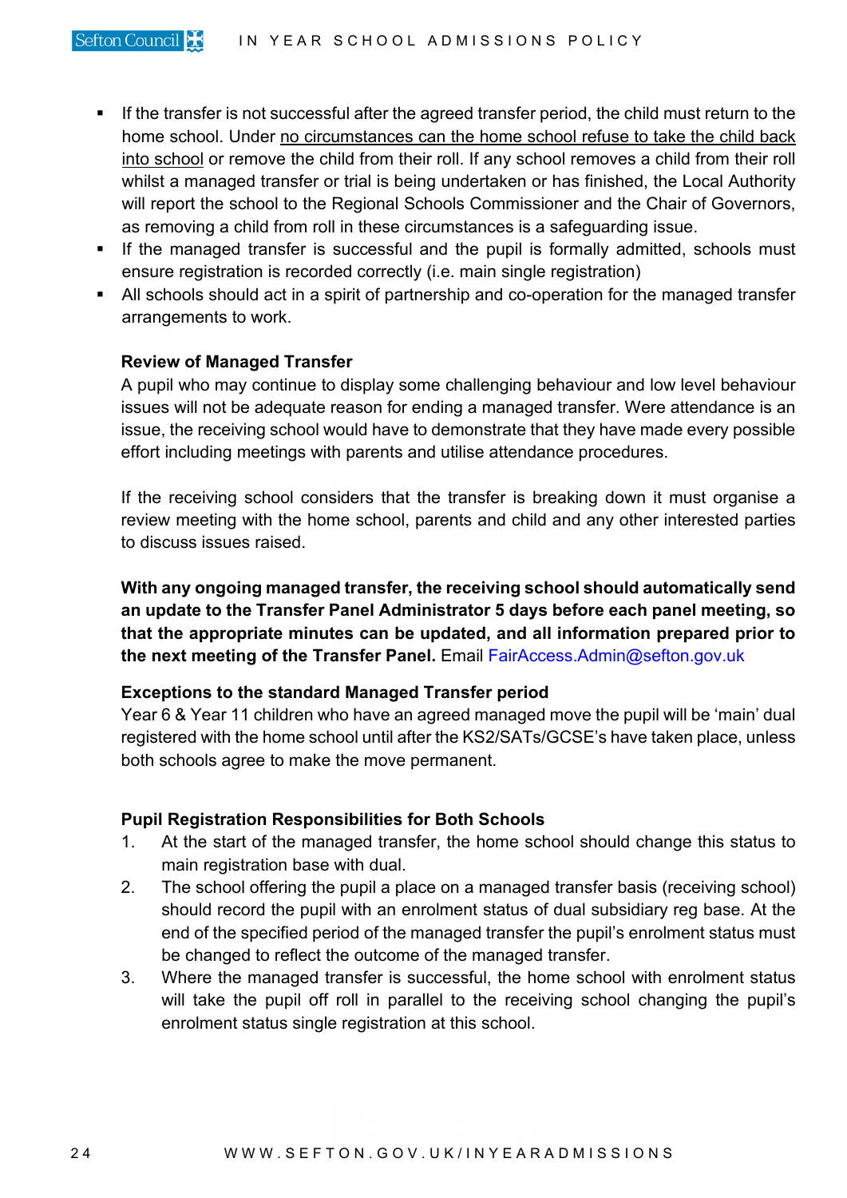- If the transfer is not successful after the agreed transfer period, the child must return to the home school. Under no circumstances can the home school refuse to take the child back into school or remove the child from their roll. If any school removes a child from their roll whilst a managed transfer or trial is being undertaken or has finished, the Local Authority will report the school to the Regional Schools Commissioner and the Chair of Governors, as removing a child from roll in these circumstances is a safeguarding issue.
- If the managed transfer is successful and the pupil is formally admitted, schools must ensure registration is recorded correctly (i.e. main single registration)
- All schools should act in a spirit of partnership and co-operation for the managed transfer arrangements to work.

**Review of Managed Transfer**

A pupil who may continue to display some challenging behaviour and low level behaviour issues will not be adequate reason for ending a managed transfer. Were attendance is an issue, the receiving school would have to demonstrate that they have made every possible effort including meetings with parents and utilise attendance procedures.

If the receiving school considers that the transfer is breaking down it must organise a review meeting with the home school, parents and child and any other interested parties to discuss issues raised.

**With any ongoing managed transfer, the receiving school should automatically send an update to the Transfer Panel Administrator 5 days before each panel meeting, so that the appropriate minutes can be updated, and all information prepared prior to the next meeting of the Transfer Panel.** Email FairAccess.Admin@sefton.gov.uk

**Exceptions to the standard Managed Transfer period**

Year 6 & Year 11 children who have an agreed managed move the pupil will be 'main' dual registered with the home school until after the KS2/SATs/GCSE's have taken place, unless both schools agree to make the move permanent.

**Pupil Registration Responsibilities for Both Schools**

1. At the start of the managed transfer, the home school should change this status to main registration base with dual.
2. The school offering the pupil a place on a managed transfer basis (receiving school) should record the pupil with an enrolment status of dual subsidiary reg base. At the end of the specified period of the managed transfer the pupil's enrolment status must be changed to reflect the outcome of the managed transfer.
3. Where the managed transfer is successful, the home school with enrolment status will take the pupil off roll in parallel to the receiving school changing the pupil's enrolment status single registration at this school.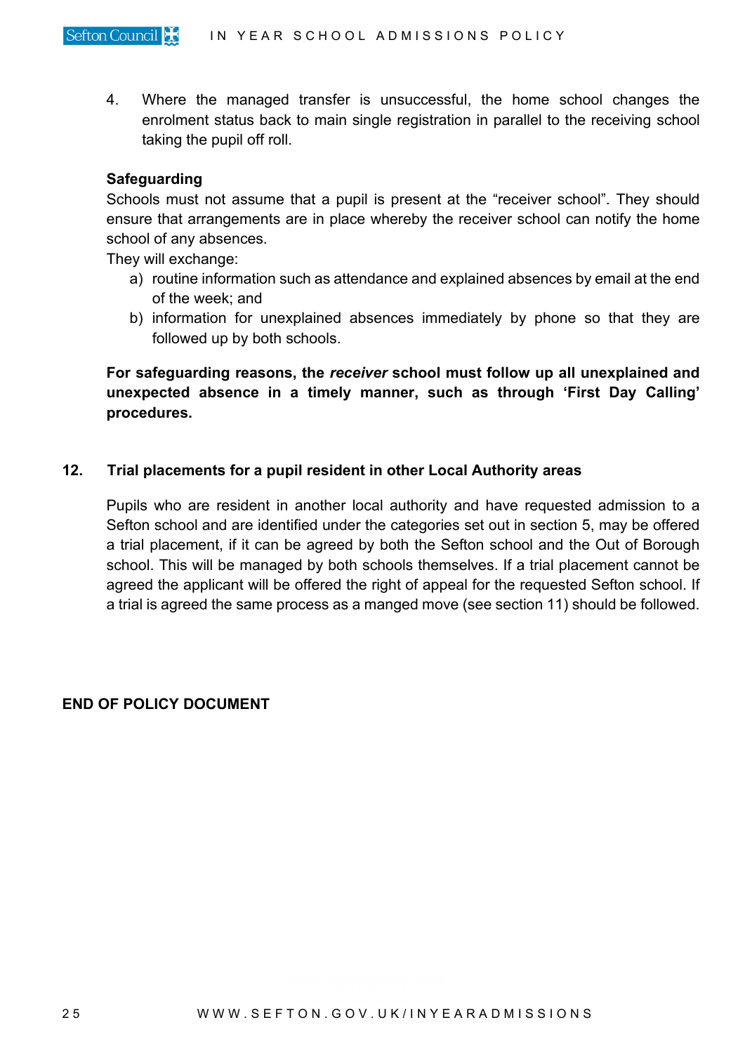4. Where the managed transfer is unsuccessful, the home school changes the enrolment status back to main single registration in parallel to the receiving school taking the pupil off roll.

**Safeguarding**

Schools must not assume that a pupil is present at the "receiver school". They should ensure that arrangements are in place whereby the receiver school can notify the home school of any absences.

They will exchange:

a) routine information such as attendance and explained absences by email at the end of the week; and
b) information for unexplained absences immediately by phone so that they are followed up by both schools.

**For safeguarding reasons, the *receiver* school must follow up all unexplained and unexpected absence in a timely manner, such as through 'First Day Calling' procedures.**

## 12. Trial placements for a pupil resident in other Local Authority areas

Pupils who are resident in another local authority and have requested admission to a Sefton school and are identified under the categories set out in section 5, may be offered a trial placement, if it can be agreed by both the Sefton school and the Out of Borough school. This will be managed by both schools themselves. If a trial placement cannot be agreed the applicant will be offered the right of appeal for the requested Sefton school. If a trial is agreed the same process as a manged move (see section 11) should be followed.

**END OF POLICY DOCUMENT**